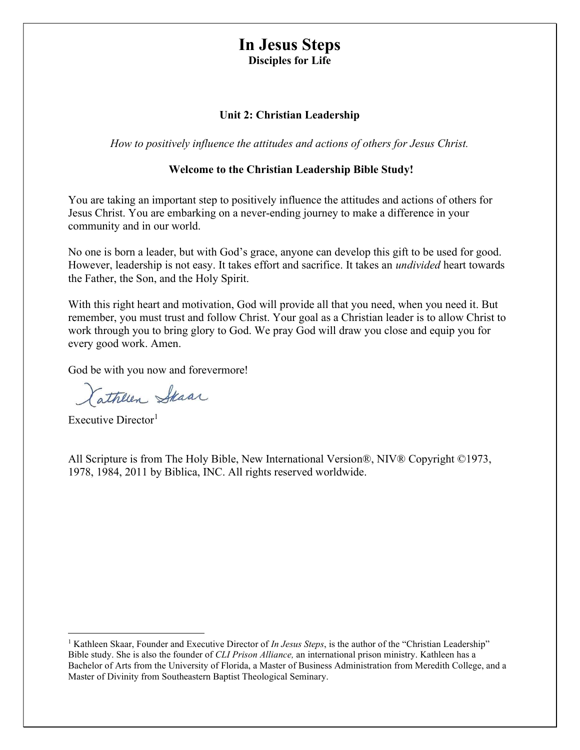# In Jesus Steps

**Disciples for Life**

## Unit 2: Christian Leadership

*How to positively influence the attitudes and actions of others for Jesus Christ.*

**Welcome to the Christian Leadership Bible Study!**

You are taking an important step to positively influence the attitudes and actions of others for Jesus Christ. You are embarking on a never-ending journey to make a difference in your community and in our world.

No one is born a leader, but with God's grace, anyone can develop this gift to be used for good. However, leadership is not easy. It takes effort and sacrifice. It takes an *undivided* heart towards the Father, the Son, and the Holy Spirit.

With this right heart and motivation, God will provide all that you need, when you need it. But remember, you must trust and follow Christ. Your goal as a Christian leader is to allow Christ to work through you to bring glory to God. We pray God will draw you close and equip you for every good work. Amen.

God be with you now and forevermore!

Kathleen Skaar

Executive Director[1]

All Scripture is from The Holy Bible, New International Version®, NIV® Copyright ©1973, 1978, 1984, 2011 by Biblica, INC. All rights reserved worldwide.

---

[1] Kathleen Skaar, Founder and Executive Director of *In Jesus Steps*, is the author of the "Christian Leadership" Bible study. She is also the founder of *CLI Prison Alliance,* an international prison ministry. Kathleen has a Bachelor of Arts from the University of Florida, a Master of Business Administration from Meredith College, and a Master of Divinity from Southeastern Baptist Theological Seminary.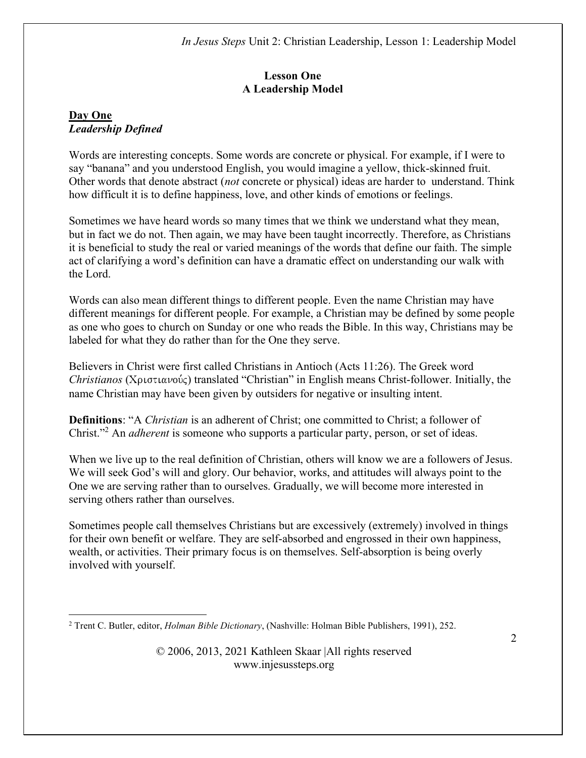# Lesson One
# A Leadership Model

## Day One
### *Leadership Defined*

Words are interesting concepts. Some words are concrete or physical. For example, if I were to say "banana" and you understood English, you would imagine a yellow, thick-skinned fruit. Other words that denote abstract (*not* concrete or physical) ideas are harder to understand. Think how difficult it is to define happiness, love, and other kinds of emotions or feelings.

Sometimes we have heard words so many times that we think we understand what they mean, but in fact we do not. Then again, we may have been taught incorrectly. Therefore, as Christians it is beneficial to study the real or varied meanings of the words that define our faith. The simple act of clarifying a word's definition can have a dramatic effect on understanding our walk with the Lord.

Words can also mean different things to different people. Even the name Christian may have different meanings for different people. For example, a Christian may be defined by some people as one who goes to church on Sunday or one who reads the Bible. In this way, Christians may be labeled for what they do rather than for the One they serve.

Believers in Christ were first called Christians in Antioch (Acts 11:26). The Greek word *Christianos* (Χριστιανούς) translated "Christian" in English means Christ-follower. Initially, the name Christian may have been given by outsiders for negative or insulting intent.

**Definitions**: "A *Christian* is an adherent of Christ; one committed to Christ; a follower of Christ."[2] An *adherent* is someone who supports a particular party, person, or set of ideas.

When we live up to the real definition of Christian, others will know we are a followers of Jesus. We will seek God's will and glory. Our behavior, works, and attitudes will always point to the One we are serving rather than to ourselves. Gradually, we will become more interested in serving others rather than ourselves.

Sometimes people call themselves Christians but are excessively (extremely) involved in things for their own benefit or welfare. They are self-absorbed and engrossed in their own happiness, wealth, or activities. Their primary focus is on themselves. Self-absorption is being overly involved with yourself.

---

[2] Trent C. Butler, editor, *Holman Bible Dictionary*, (Nashville: Holman Bible Publishers, 1991), 252.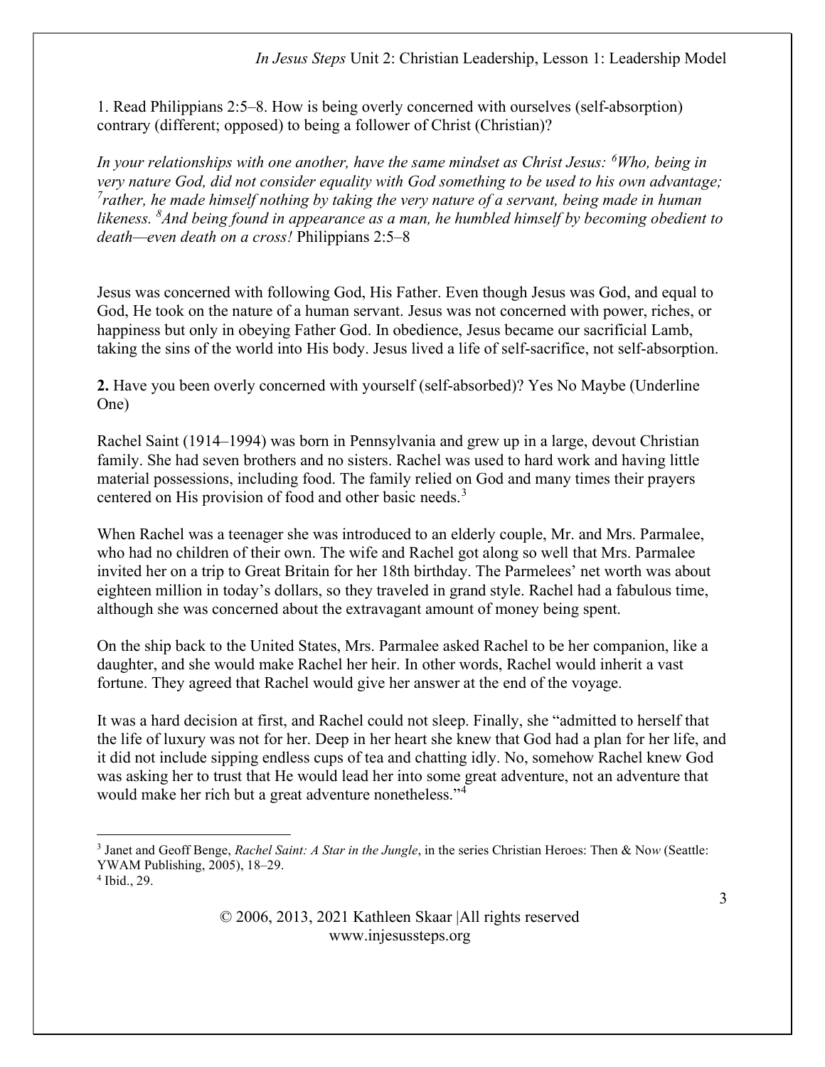1. Read Philippians 2:5–8. How is being overly concerned with ourselves (self-absorption) contrary (different; opposed) to being a follower of Christ (Christian)?

*In your relationships with one another, have the same mindset as Christ Jesus: [6]Who, being in very nature God, did not consider equality with God something to be used to his own advantage; [7]rather, he made himself nothing by taking the very nature of a servant, being made in human likeness. [8]And being found in appearance as a man, he humbled himself by becoming obedient to death—even death on a cross!* Philippians 2:5–8

Jesus was concerned with following God, His Father. Even though Jesus was God, and equal to God, He took on the nature of a human servant. Jesus was not concerned with power, riches, or happiness but only in obeying Father God. In obedience, Jesus became our sacrificial Lamb, taking the sins of the world into His body. Jesus lived a life of self-sacrifice, not self-absorption.

**2.** Have you been overly concerned with yourself (self-absorbed)? Yes No Maybe (Underline One)

Rachel Saint (1914–1994) was born in Pennsylvania and grew up in a large, devout Christian family. She had seven brothers and no sisters. Rachel was used to hard work and having little material possessions, including food. The family relied on God and many times their prayers centered on His provision of food and other basic needs.[3]

When Rachel was a teenager she was introduced to an elderly couple, Mr. and Mrs. Parmalee, who had no children of their own. The wife and Rachel got along so well that Mrs. Parmalee invited her on a trip to Great Britain for her 18th birthday. The Parmelees' net worth was about eighteen million in today's dollars, so they traveled in grand style. Rachel had a fabulous time, although she was concerned about the extravagant amount of money being spent.

On the ship back to the United States, Mrs. Parmalee asked Rachel to be her companion, like a daughter, and she would make Rachel her heir. In other words, Rachel would inherit a vast fortune. They agreed that Rachel would give her answer at the end of the voyage.

It was a hard decision at first, and Rachel could not sleep. Finally, she "admitted to herself that the life of luxury was not for her. Deep in her heart she knew that God had a plan for her life, and it did not include sipping endless cups of tea and chatting idly. No, somehow Rachel knew God was asking her to trust that He would lead her into some great adventure, not an adventure that would make her rich but a great adventure nonetheless."[4]

---

[3] Janet and Geoff Benge, *Rachel Saint: A Star in the Jungle*, in the series Christian Heroes: Then & No*w* (Seattle: YWAM Publishing, 2005), 18–29.
[4] Ibid., 29.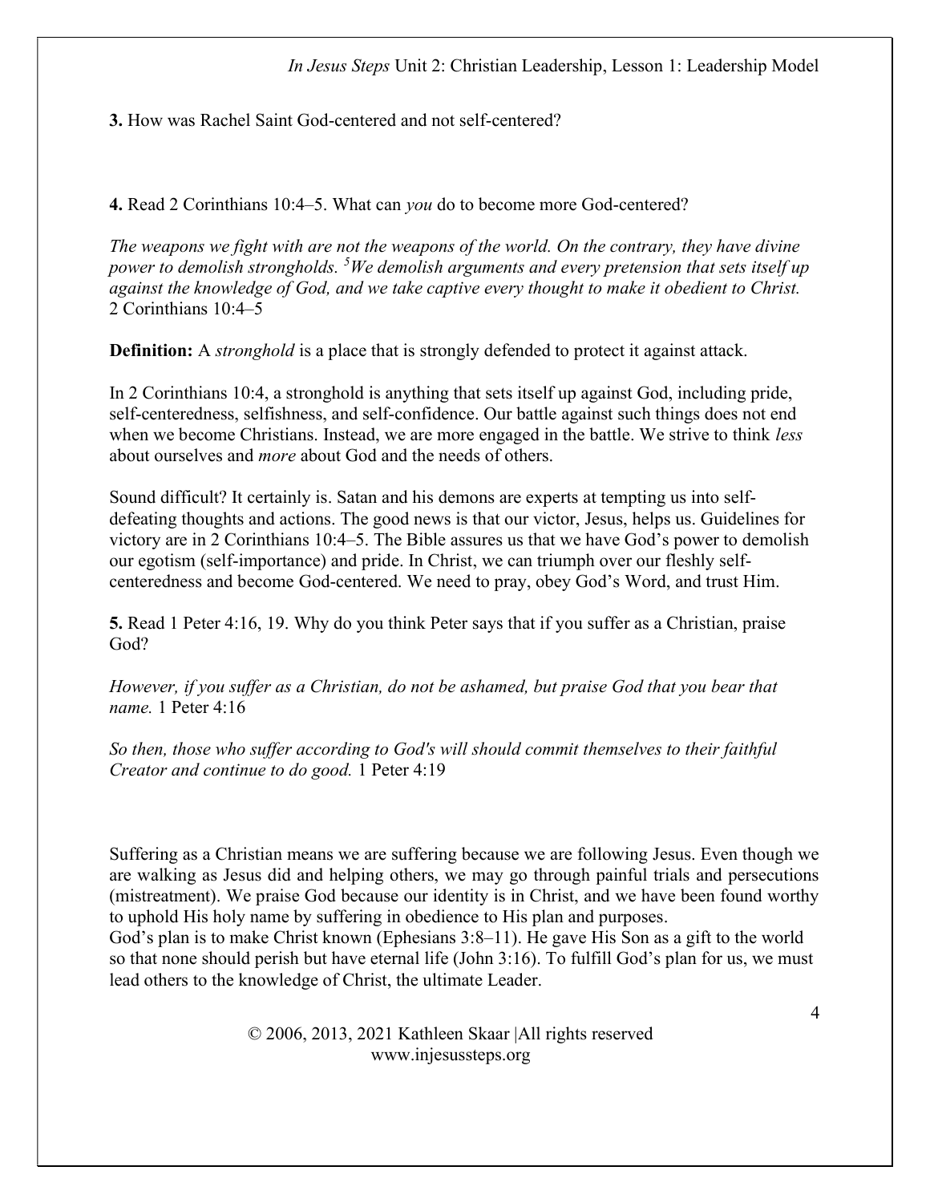**3.** How was Rachel Saint God-centered and not self-centered?

**4.** Read 2 Corinthians 10:4–5. What can *you* do to become more God-centered?

*The weapons we fight with are not the weapons of the world. On the contrary, they have divine power to demolish strongholds.* [5]*We demolish arguments and every pretension that sets itself up against the knowledge of God, and we take captive every thought to make it obedient to Christ.* 2 Corinthians 10:4–5

**Definition:** A *stronghold* is a place that is strongly defended to protect it against attack.

In 2 Corinthians 10:4, a stronghold is anything that sets itself up against God, including pride, self-centeredness, selfishness, and self-confidence. Our battle against such things does not end when we become Christians. Instead, we are more engaged in the battle. We strive to think *less* about ourselves and *more* about God and the needs of others.

Sound difficult? It certainly is. Satan and his demons are experts at tempting us into self-defeating thoughts and actions. The good news is that our victor, Jesus, helps us. Guidelines for victory are in 2 Corinthians 10:4–5. The Bible assures us that we have God's power to demolish our egotism (self-importance) and pride. In Christ, we can triumph over our fleshly self-centeredness and become God-centered. We need to pray, obey God's Word, and trust Him.

**5.** Read 1 Peter 4:16, 19. Why do you think Peter says that if you suffer as a Christian, praise God?

*However, if you suffer as a Christian, do not be ashamed, but praise God that you bear that name.* 1 Peter 4:16

*So then, those who suffer according to God's will should commit themselves to their faithful Creator and continue to do good.* 1 Peter 4:19

Suffering as a Christian means we are suffering because we are following Jesus. Even though we are walking as Jesus did and helping others, we may go through painful trials and persecutions (mistreatment). We praise God because our identity is in Christ, and we have been found worthy to uphold His holy name by suffering in obedience to His plan and purposes.
God's plan is to make Christ known (Ephesians 3:8–11). He gave His Son as a gift to the world so that none should perish but have eternal life (John 3:16). To fulfill God's plan for us, we must lead others to the knowledge of Christ, the ultimate Leader.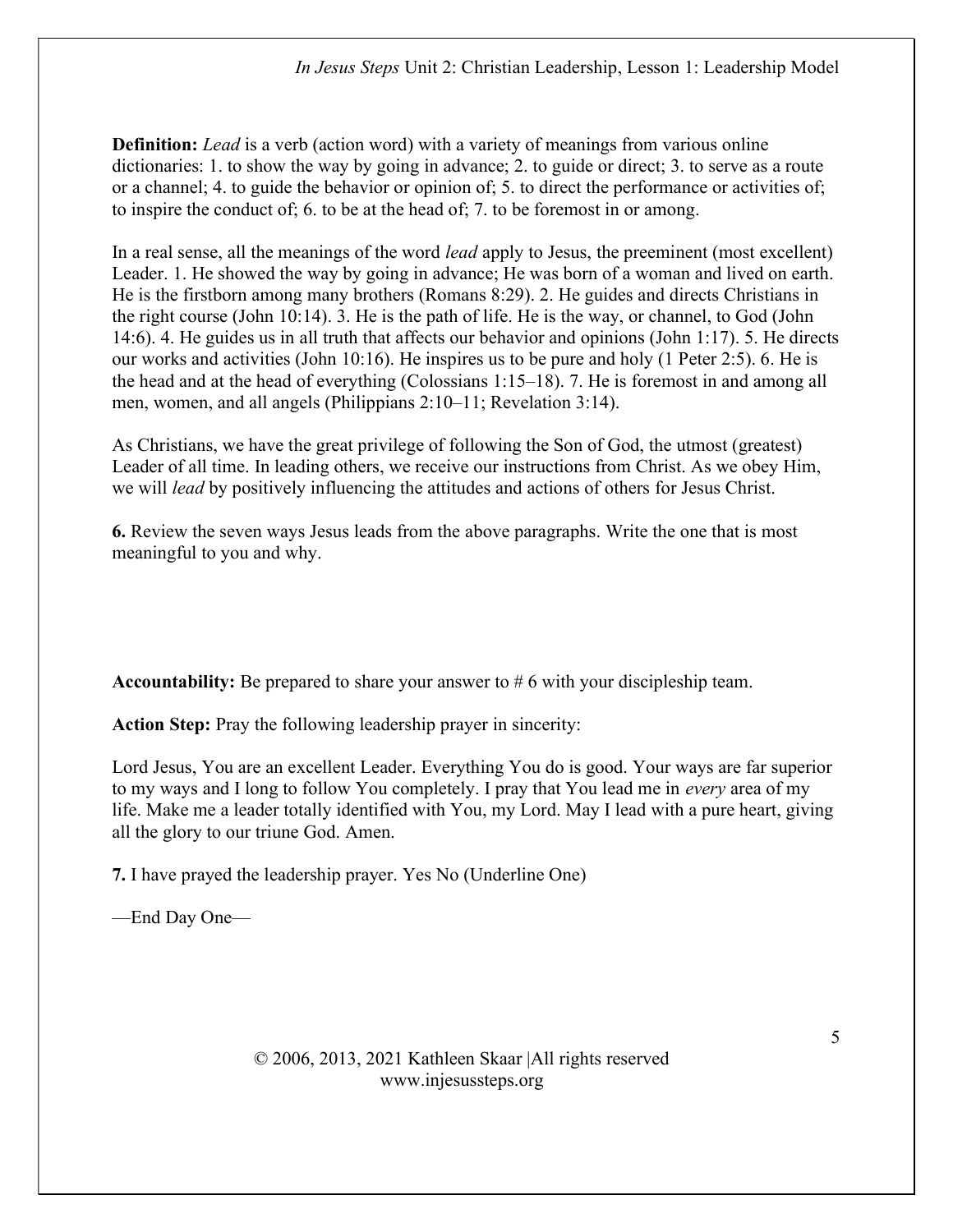**Definition:** *Lead* is a verb (action word) with a variety of meanings from various online dictionaries: 1. to show the way by going in advance; 2. to guide or direct; 3. to serve as a route or a channel; 4. to guide the behavior or opinion of; 5. to direct the performance or activities of; to inspire the conduct of; 6. to be at the head of; 7. to be foremost in or among.

In a real sense, all the meanings of the word *lead* apply to Jesus, the preeminent (most excellent) Leader. 1. He showed the way by going in advance; He was born of a woman and lived on earth. He is the firstborn among many brothers (Romans 8:29). 2. He guides and directs Christians in the right course (John 10:14). 3. He is the path of life. He is the way, or channel, to God (John 14:6). 4. He guides us in all truth that affects our behavior and opinions (John 1:17). 5. He directs our works and activities (John 10:16). He inspires us to be pure and holy (1 Peter 2:5). 6. He is the head and at the head of everything (Colossians 1:15–18). 7. He is foremost in and among all men, women, and all angels (Philippians 2:10–11; Revelation 3:14).

As Christians, we have the great privilege of following the Son of God, the utmost (greatest) Leader of all time. In leading others, we receive our instructions from Christ. As we obey Him, we will *lead* by positively influencing the attitudes and actions of others for Jesus Christ.

**6.** Review the seven ways Jesus leads from the above paragraphs. Write the one that is most meaningful to you and why.

**Accountability:** Be prepared to share your answer to # 6 with your discipleship team.

**Action Step:** Pray the following leadership prayer in sincerity:

Lord Jesus, You are an excellent Leader. Everything You do is good. Your ways are far superior to my ways and I long to follow You completely. I pray that You lead me in *every* area of my life. Make me a leader totally identified with You, my Lord. May I lead with a pure heart, giving all the glory to our triune God. Amen.

**7.** I have prayed the leadership prayer. Yes No (Underline One)

—End Day One—

© 2006, 2013, 2021 Kathleen Skaar |All rights reserved
www.injesussteps.org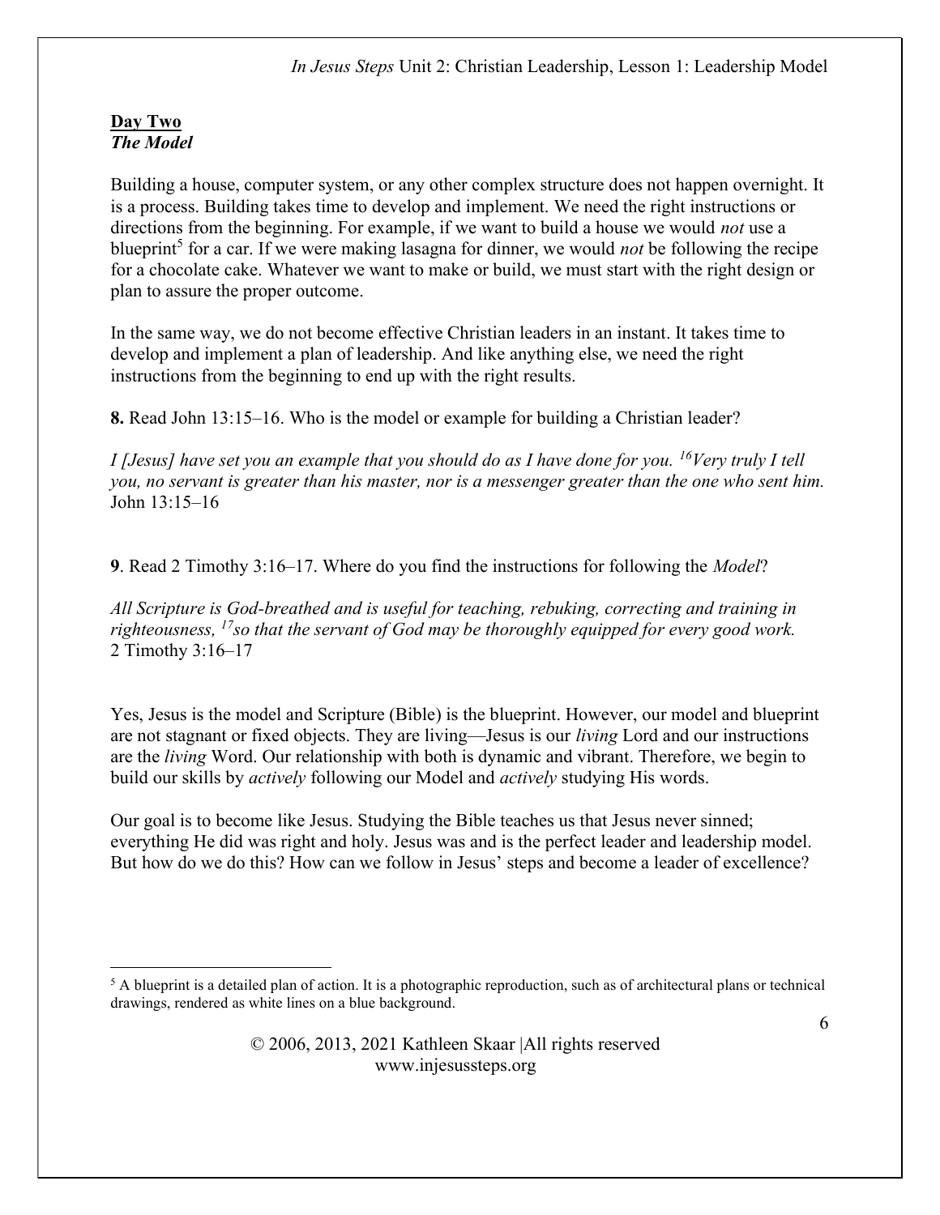**Day Two**
***The Model***

Building a house, computer system, or any other complex structure does not happen overnight. It is a process. Building takes time to develop and implement. We need the right instructions or directions from the beginning. For example, if we want to build a house we would *not* use a blueprint[5] for a car. If we were making lasagna for dinner, we would *not* be following the recipe for a chocolate cake. Whatever we want to make or build, we must start with the right design or plan to assure the proper outcome.

In the same way, we do not become effective Christian leaders in an instant. It takes time to develop and implement a plan of leadership. And like anything else, we need the right instructions from the beginning to end up with the right results.

**8.** Read John 13:15–16. Who is the model or example for building a Christian leader?

*I [Jesus] have set you an example that you should do as I have done for you. [16]Very truly I tell you, no servant is greater than his master, nor is a messenger greater than the one who sent him.* John 13:15–16

**9**. Read 2 Timothy 3:16–17. Where do you find the instructions for following the *Model*?

*All Scripture is God-breathed and is useful for teaching, rebuking, correcting and training in righteousness, [17]so that the servant of God may be thoroughly equipped for every good work.* 2 Timothy 3:16–17

Yes, Jesus is the model and Scripture (Bible) is the blueprint. However, our model and blueprint are not stagnant or fixed objects. They are living—Jesus is our *living* Lord and our instructions are the *living* Word. Our relationship with both is dynamic and vibrant. Therefore, we begin to build our skills by *actively* following our Model and *actively* studying His words.

Our goal is to become like Jesus. Studying the Bible teaches us that Jesus never sinned; everything He did was right and holy. Jesus was and is the perfect leader and leadership model. But how do we do this? How can we follow in Jesus' steps and become a leader of excellence?

---

[5] A blueprint is a detailed plan of action. It is a photographic reproduction, such as of architectural plans or technical drawings, rendered as white lines on a blue background.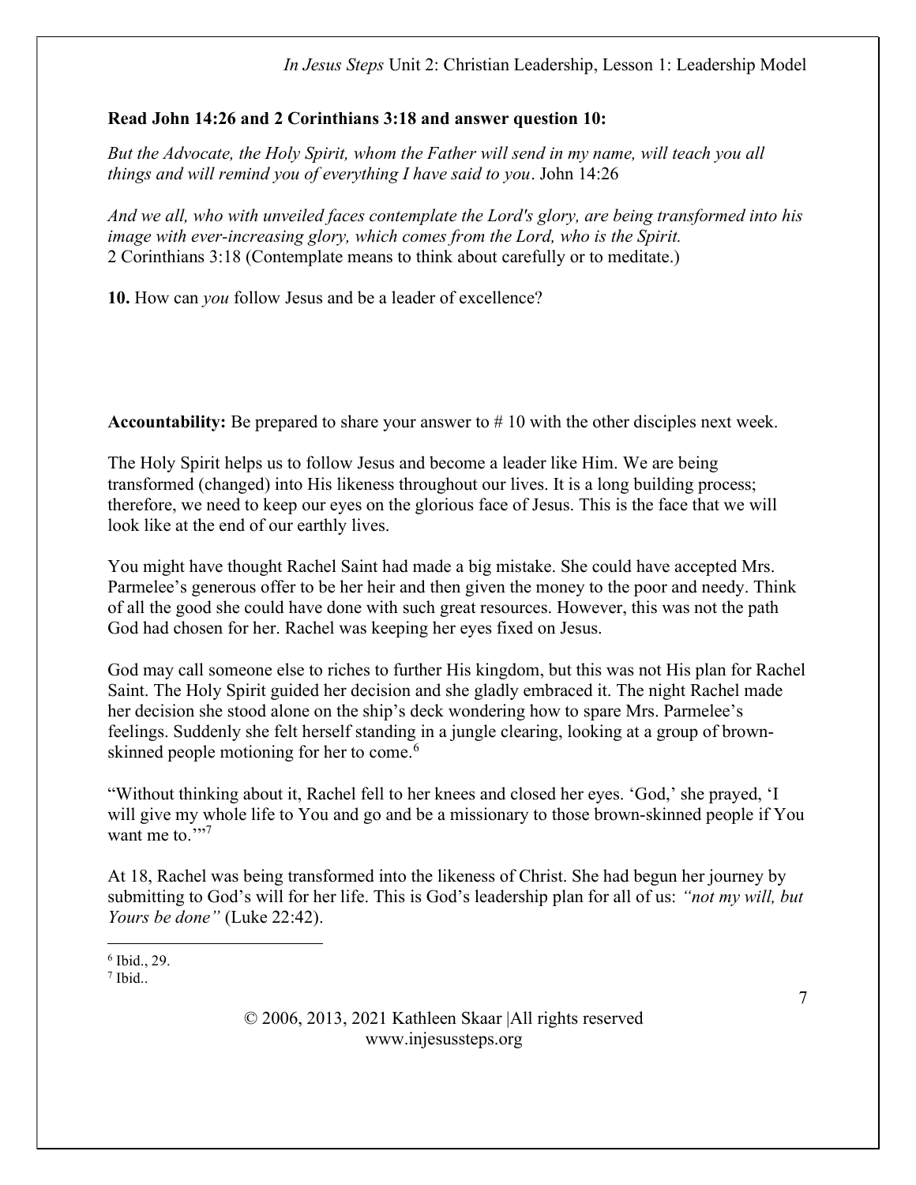**Read John 14:26 and 2 Corinthians 3:18 and answer question 10:**

*But the Advocate, the Holy Spirit, whom the Father will send in my name, will teach you all things and will remind you of everything I have said to you*. John 14:26

*And we all, who with unveiled faces contemplate the Lord's glory, are being transformed into his image with ever-increasing glory, which comes from the Lord, who is the Spirit.* 2 Corinthians 3:18 (Contemplate means to think about carefully or to meditate.)

**10.** How can *you* follow Jesus and be a leader of excellence?

**Accountability:** Be prepared to share your answer to # 10 with the other disciples next week.

The Holy Spirit helps us to follow Jesus and become a leader like Him. We are being transformed (changed) into His likeness throughout our lives. It is a long building process; therefore, we need to keep our eyes on the glorious face of Jesus. This is the face that we will look like at the end of our earthly lives.

You might have thought Rachel Saint had made a big mistake. She could have accepted Mrs. Parmelee's generous offer to be her heir and then given the money to the poor and needy. Think of all the good she could have done with such great resources. However, this was not the path God had chosen for her. Rachel was keeping her eyes fixed on Jesus.

God may call someone else to riches to further His kingdom, but this was not His plan for Rachel Saint. The Holy Spirit guided her decision and she gladly embraced it. The night Rachel made her decision she stood alone on the ship's deck wondering how to spare Mrs. Parmelee's feelings. Suddenly she felt herself standing in a jungle clearing, looking at a group of brown-skinned people motioning for her to come.[6]

"Without thinking about it, Rachel fell to her knees and closed her eyes. 'God,' she prayed, 'I will give my whole life to You and go and be a missionary to those brown-skinned people if You want me to.'"[7]

At 18, Rachel was being transformed into the likeness of Christ. She had begun her journey by submitting to God's will for her life. This is God's leadership plan for all of us: *"not my will, but Yours be done"* (Luke 22:42).

---

[6] Ibid., 29.

[7] Ibid..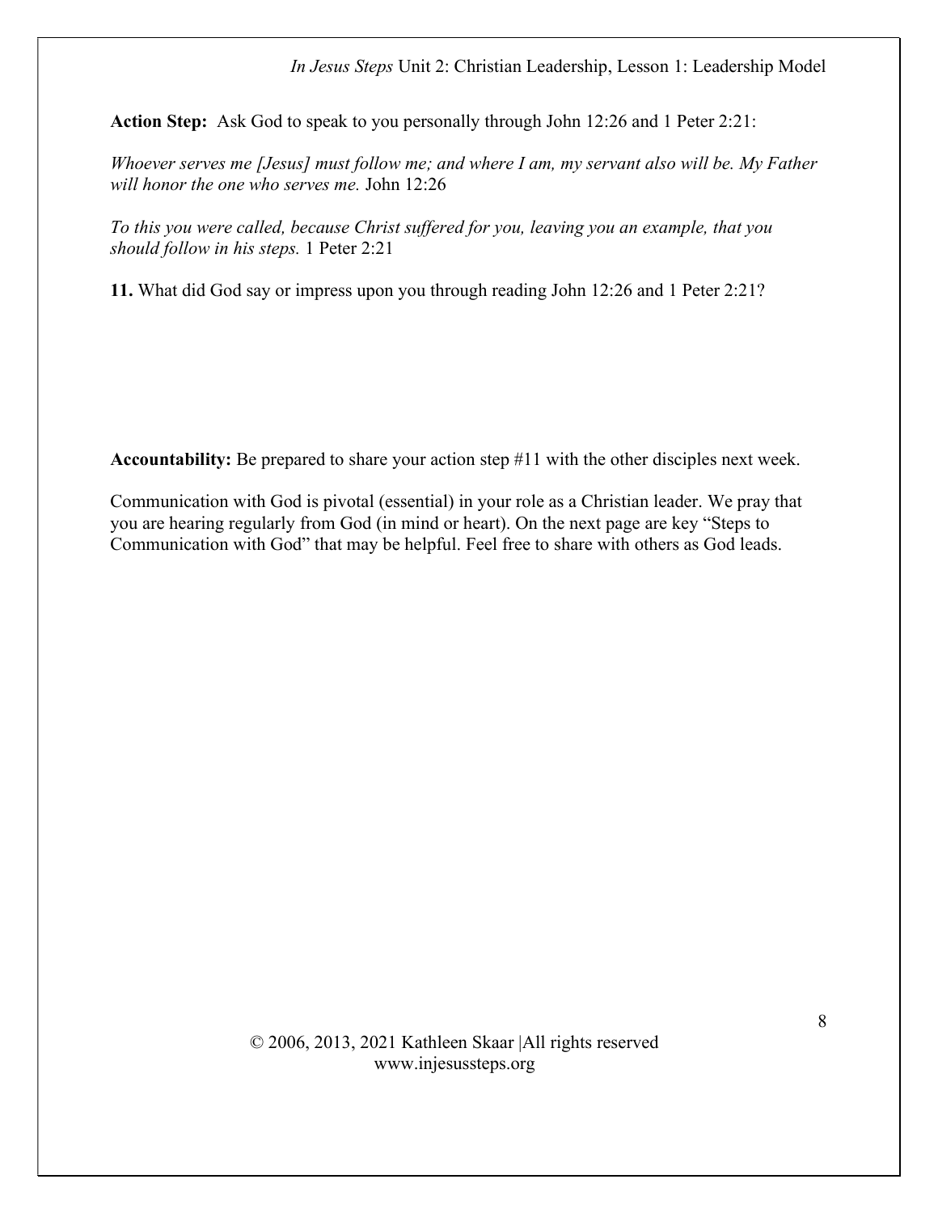**Action Step:** Ask God to speak to you personally through John 12:26 and 1 Peter 2:21:

*Whoever serves me [Jesus] must follow me; and where I am, my servant also will be. My Father will honor the one who serves me.* John 12:26

*To this you were called, because Christ suffered for you, leaving you an example, that you should follow in his steps.* 1 Peter 2:21

**11.** What did God say or impress upon you through reading John 12:26 and 1 Peter 2:21?

**Accountability:** Be prepared to share your action step #11 with the other disciples next week.

Communication with God is pivotal (essential) in your role as a Christian leader. We pray that you are hearing regularly from God (in mind or heart). On the next page are key "Steps to Communication with God" that may be helpful. Feel free to share with others as God leads.

© 2006, 2013, 2021 Kathleen Skaar |All rights reserved
www.injesussteps.org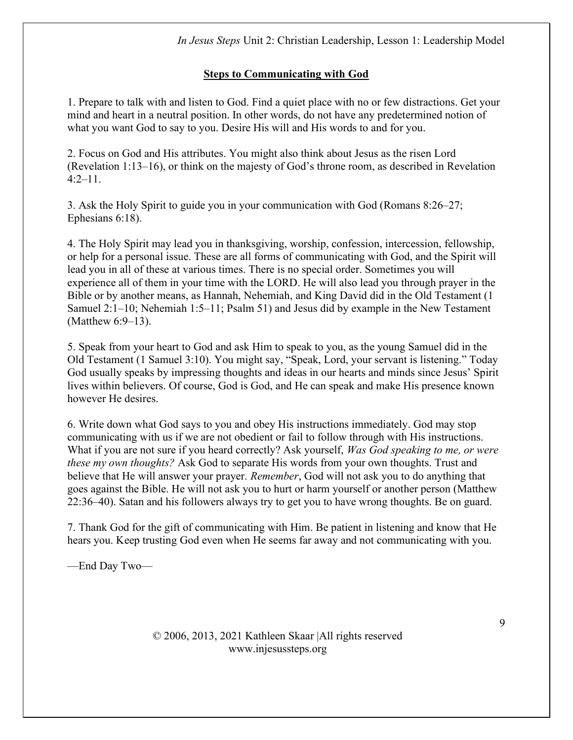## Steps to Communicating with God

1. Prepare to talk with and listen to God. Find a quiet place with no or few distractions. Get your mind and heart in a neutral position. In other words, do not have any predetermined notion of what you want God to say to you. Desire His will and His words to and for you.

2. Focus on God and His attributes. You might also think about Jesus as the risen Lord (Revelation 1:13–16), or think on the majesty of God's throne room, as described in Revelation 4:2–11.

3. Ask the Holy Spirit to guide you in your communication with God (Romans 8:26–27; Ephesians 6:18).

4. The Holy Spirit may lead you in thanksgiving, worship, confession, intercession, fellowship, or help for a personal issue. These are all forms of communicating with God, and the Spirit will lead you in all of these at various times. There is no special order. Sometimes you will experience all of them in your time with the LORD. He will also lead you through prayer in the Bible or by another means, as Hannah, Nehemiah, and King David did in the Old Testament (1 Samuel 2:1–10; Nehemiah 1:5–11; Psalm 51) and Jesus did by example in the New Testament (Matthew 6:9–13).

5. Speak from your heart to God and ask Him to speak to you, as the young Samuel did in the Old Testament (1 Samuel 3:10). You might say, "Speak, Lord, your servant is listening." Today God usually speaks by impressing thoughts and ideas in our hearts and minds since Jesus' Spirit lives within believers. Of course, God is God, and He can speak and make His presence known however He desires.

6. Write down what God says to you and obey His instructions immediately. God may stop communicating with us if we are not obedient or fail to follow through with His instructions. What if you are not sure if you heard correctly? Ask yourself, *Was God speaking to me, or were these my own thoughts?* Ask God to separate His words from your own thoughts. Trust and believe that He will answer your prayer. *Remember*, God will not ask you to do anything that goes against the Bible. He will not ask you to hurt or harm yourself or another person (Matthew 22:36–40). Satan and his followers always try to get you to have wrong thoughts. Be on guard.

7. Thank God for the gift of communicating with Him. Be patient in listening and know that He hears you. Keep trusting God even when He seems far away and not communicating with you.

—End Day Two—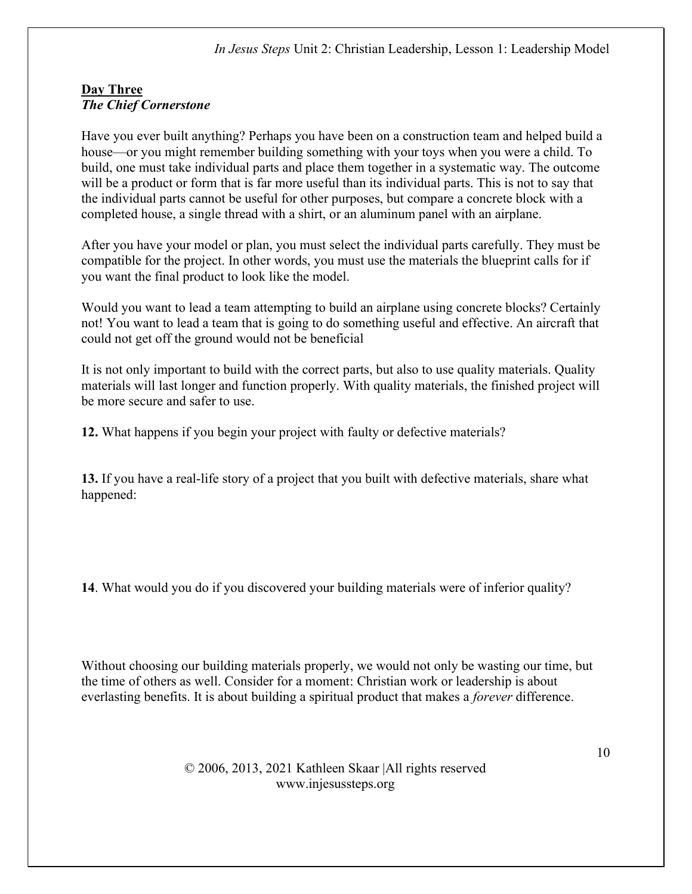**Day Three**

***The Chief Cornerstone***

Have you ever built anything? Perhaps you have been on a construction team and helped build a house—or you might remember building something with your toys when you were a child. To build, one must take individual parts and place them together in a systematic way. The outcome will be a product or form that is far more useful than its individual parts. This is not to say that the individual parts cannot be useful for other purposes, but compare a concrete block with a completed house, a single thread with a shirt, or an aluminum panel with an airplane.

After you have your model or plan, you must select the individual parts carefully. They must be compatible for the project. In other words, you must use the materials the blueprint calls for if you want the final product to look like the model.

Would you want to lead a team attempting to build an airplane using concrete blocks? Certainly not! You want to lead a team that is going to do something useful and effective. An aircraft that could not get off the ground would not be beneficial

It is not only important to build with the correct parts, but also to use quality materials. Quality materials will last longer and function properly. With quality materials, the finished project will be more secure and safer to use.

**12.** What happens if you begin your project with faulty or defective materials?

**13.** If you have a real-life story of a project that you built with defective materials, share what happened:

**14**. What would you do if you discovered your building materials were of inferior quality?

Without choosing our building materials properly, we would not only be wasting our time, but the time of others as well. Consider for a moment: Christian work or leadership is about everlasting benefits. It is about building a spiritual product that makes a *forever* difference.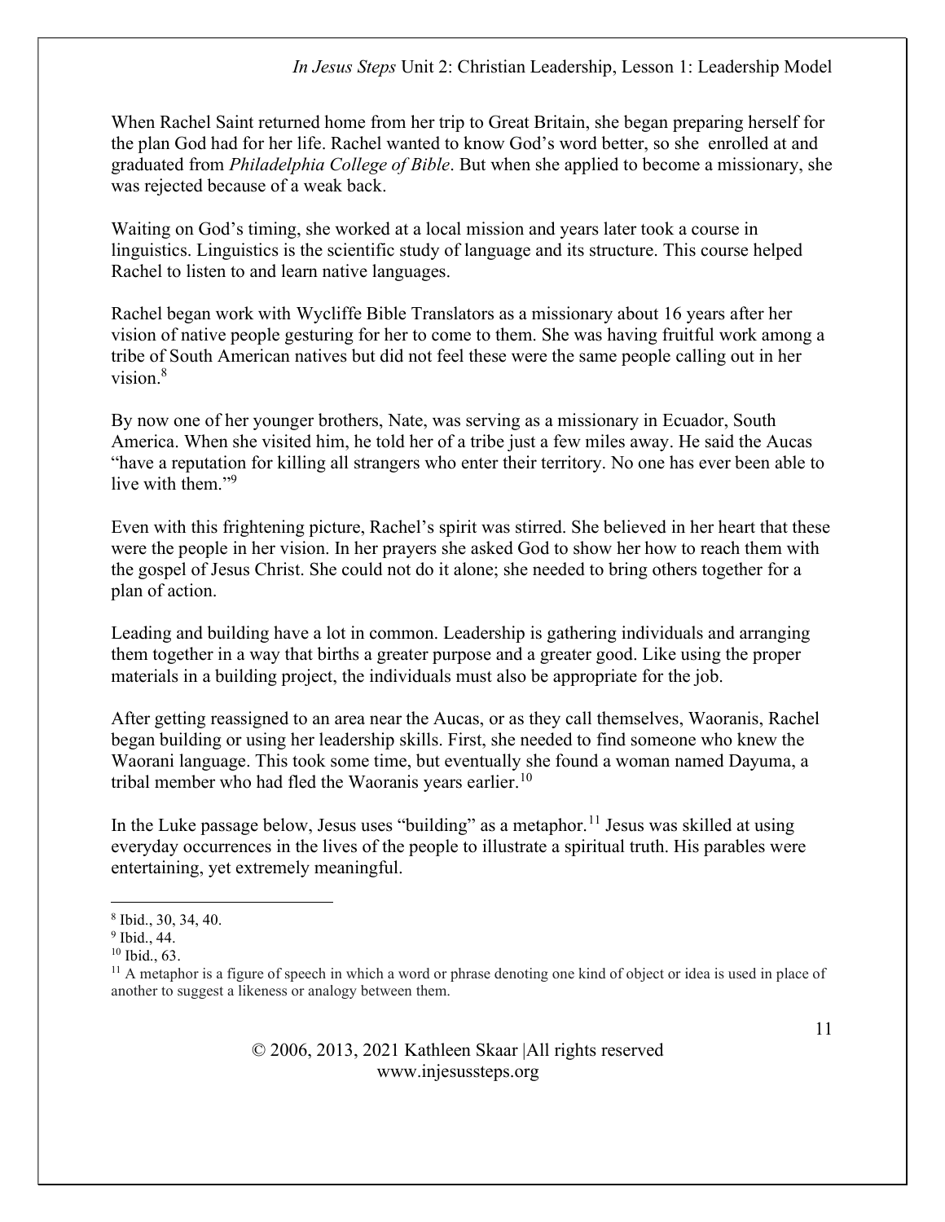When Rachel Saint returned home from her trip to Great Britain, she began preparing herself for the plan God had for her life. Rachel wanted to know God's word better, so she enrolled at and graduated from *Philadelphia College of Bible*. But when she applied to become a missionary, she was rejected because of a weak back.

Waiting on God's timing, she worked at a local mission and years later took a course in linguistics. Linguistics is the scientific study of language and its structure. This course helped Rachel to listen to and learn native languages.

Rachel began work with Wycliffe Bible Translators as a missionary about 16 years after her vision of native people gesturing for her to come to them. She was having fruitful work among a tribe of South American natives but did not feel these were the same people calling out in her vision.[8]

By now one of her younger brothers, Nate, was serving as a missionary in Ecuador, South America. When she visited him, he told her of a tribe just a few miles away. He said the Aucas "have a reputation for killing all strangers who enter their territory. No one has ever been able to live with them."[9]

Even with this frightening picture, Rachel's spirit was stirred. She believed in her heart that these were the people in her vision. In her prayers she asked God to show her how to reach them with the gospel of Jesus Christ. She could not do it alone; she needed to bring others together for a plan of action.

Leading and building have a lot in common. Leadership is gathering individuals and arranging them together in a way that births a greater purpose and a greater good. Like using the proper materials in a building project, the individuals must also be appropriate for the job.

After getting reassigned to an area near the Aucas, or as they call themselves, Waoranis, Rachel began building or using her leadership skills. First, she needed to find someone who knew the Waorani language. This took some time, but eventually she found a woman named Dayuma, a tribal member who had fled the Waoranis years earlier.[10]

In the Luke passage below, Jesus uses "building" as a metaphor.[11] Jesus was skilled at using everyday occurrences in the lives of the people to illustrate a spiritual truth. His parables were entertaining, yet extremely meaningful.

---

[8] Ibid., 30, 34, 40.

[9] Ibid., 44.

[10] Ibid., 63.

[11] A metaphor is a figure of speech in which a word or phrase denoting one kind of object or idea is used in place of another to suggest a likeness or analogy between them.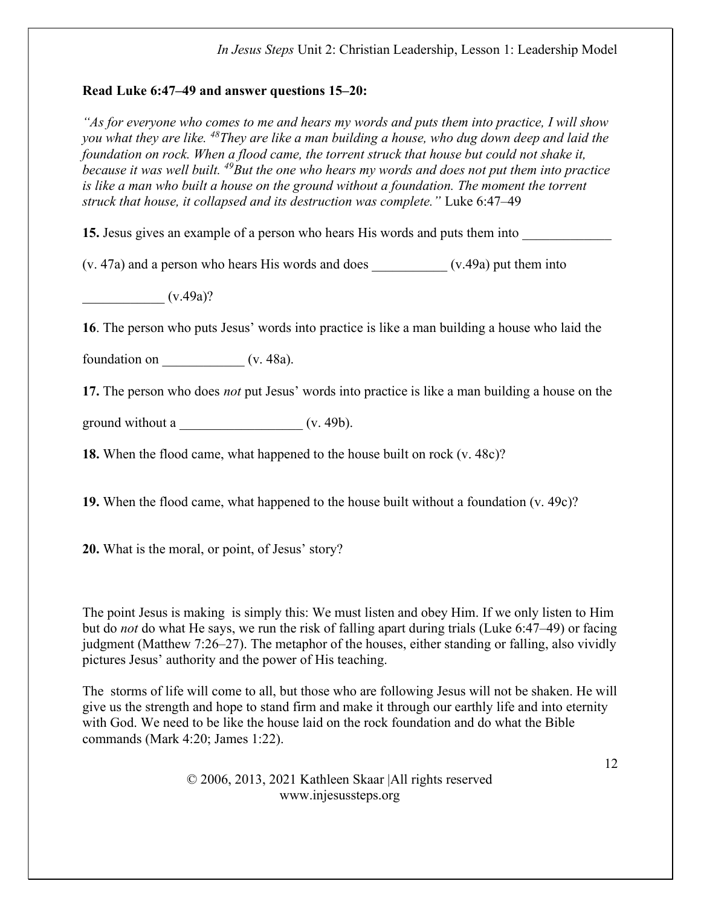**Read Luke 6:47–49 and answer questions 15–20:**

*"As for everyone who comes to me and hears my words and puts them into practice, I will show you what they are like.* [48]*They are like a man building a house, who dug down deep and laid the foundation on rock. When a flood came, the torrent struck that house but could not shake it, because it was well built.* [49]*But the one who hears my words and does not put them into practice is like a man who built a house on the ground without a foundation. The moment the torrent struck that house, it collapsed and its destruction was complete."* Luke 6:47–49

**15.** Jesus gives an example of a person who hears His words and puts them into _____________ (v. 47a) and a person who hears His words and does ___________ (v.49a) put them into ____________ (v.49a)?

**16**. The person who puts Jesus' words into practice is like a man building a house who laid the foundation on ____________ (v. 48a).

**17.** The person who does *not* put Jesus' words into practice is like a man building a house on the ground without a __________________ (v. 49b).

**18.** When the flood came, what happened to the house built on rock (v. 48c)?

**19.** When the flood came, what happened to the house built without a foundation (v. 49c)?

**20.** What is the moral, or point, of Jesus' story?

The point Jesus is making is simply this: We must listen and obey Him. If we only listen to Him but do *not* do what He says, we run the risk of falling apart during trials (Luke 6:47–49) or facing judgment (Matthew 7:26–27). The metaphor of the houses, either standing or falling, also vividly pictures Jesus' authority and the power of His teaching.

The storms of life will come to all, but those who are following Jesus will not be shaken. He will give us the strength and hope to stand firm and make it through our earthly life and into eternity with God. We need to be like the house laid on the rock foundation and do what the Bible commands (Mark 4:20; James 1:22).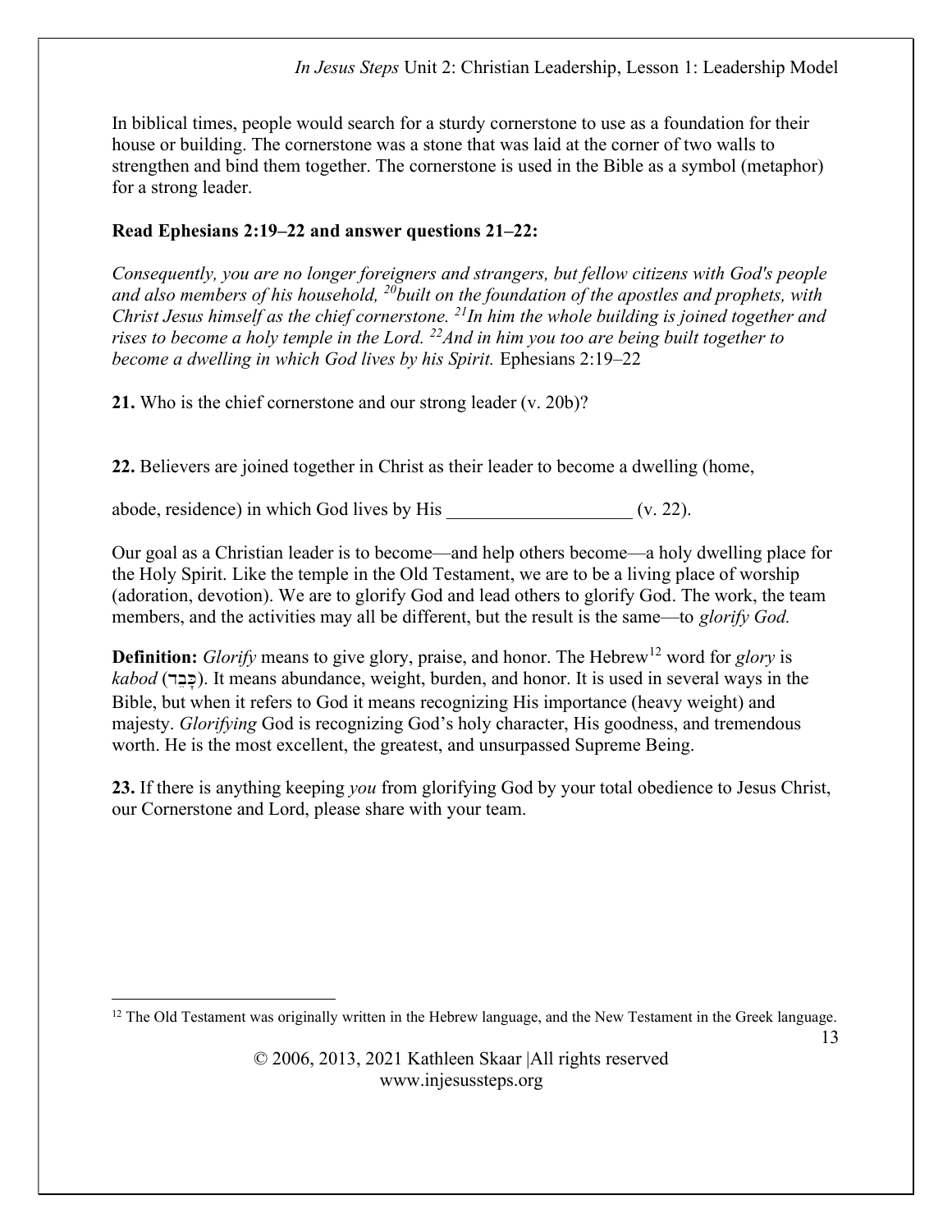In biblical times, people would search for a sturdy cornerstone to use as a foundation for their house or building. The cornerstone was a stone that was laid at the corner of two walls to strengthen and bind them together. The cornerstone is used in the Bible as a symbol (metaphor) for a strong leader.

**Read Ephesians 2:19–22 and answer questions 21–22:**

*Consequently, you are no longer foreigners and strangers, but fellow citizens with God's people and also members of his household, [20]built on the foundation of the apostles and prophets, with Christ Jesus himself as the chief cornerstone. [21]In him the whole building is joined together and rises to become a holy temple in the Lord. [22]And in him you too are being built together to become a dwelling in which God lives by his Spirit.* Ephesians 2:19–22

**21.** Who is the chief cornerstone and our strong leader (v. 20b)?

**22.** Believers are joined together in Christ as their leader to become a dwelling (home, abode, residence) in which God lives by His ____________________ (v. 22).

Our goal as a Christian leader is to become—and help others become—a holy dwelling place for the Holy Spirit. Like the temple in the Old Testament, we are to be a living place of worship (adoration, devotion). We are to glorify God and lead others to glorify God. The work, the team members, and the activities may all be different, but the result is the same—to *glorify God.*

**Definition:** *Glorify* means to give glory, praise, and honor. The Hebrew[12] word for *glory* is *kabod* (כָּבֵד). It means abundance, weight, burden, and honor. It is used in several ways in the Bible, but when it refers to God it means recognizing His importance (heavy weight) and majesty. *Glorifying* God is recognizing God's holy character, His goodness, and tremendous worth. He is the most excellent, the greatest, and unsurpassed Supreme Being.

**23.** If there is anything keeping *you* from glorifying God by your total obedience to Jesus Christ, our Cornerstone and Lord, please share with your team.

[12] The Old Testament was originally written in the Hebrew language, and the New Testament in the Greek language.

© 2006, 2013, 2021 Kathleen Skaar |All rights reserved
www.injesussteps.org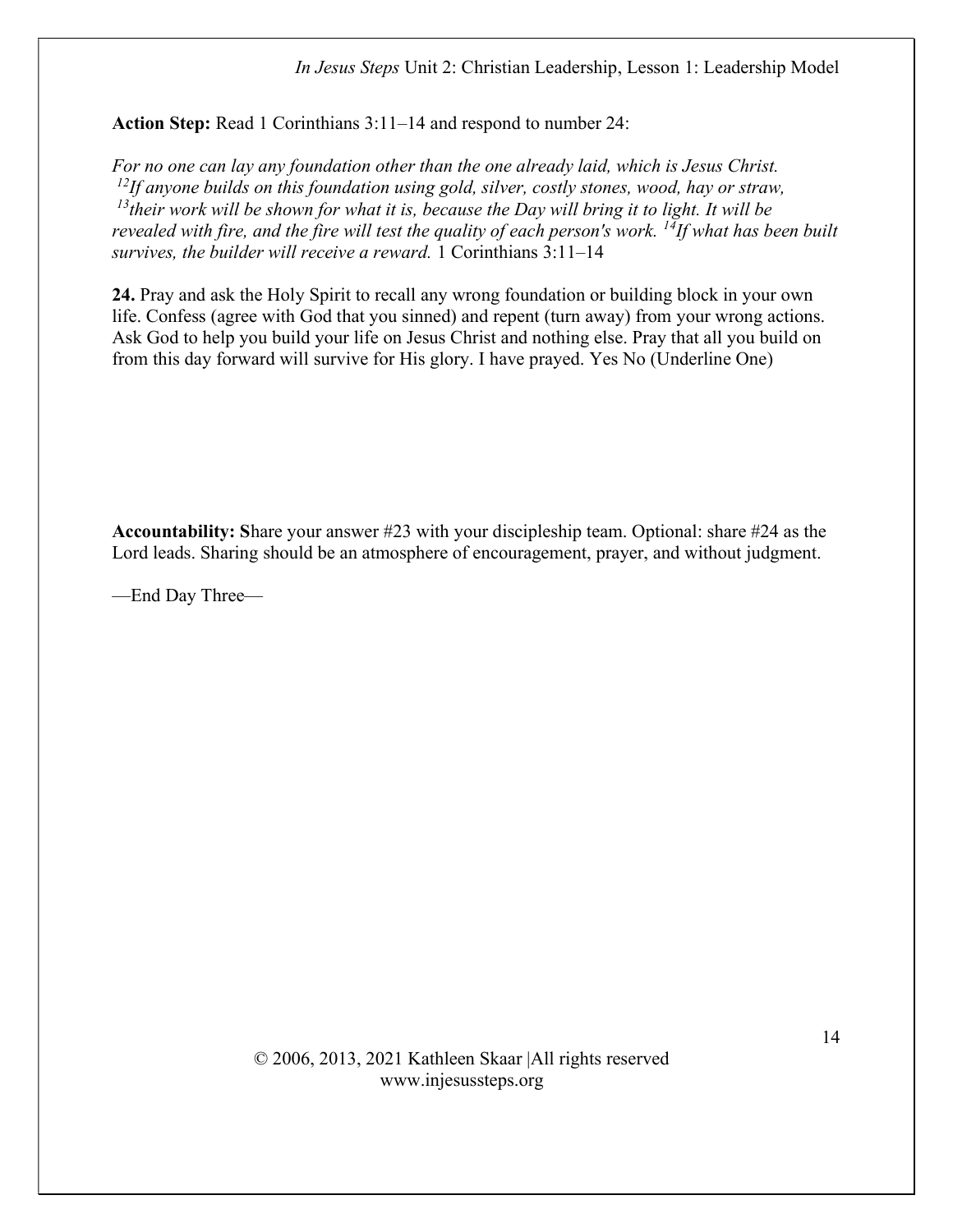**Action Step:** Read 1 Corinthians 3:11–14 and respond to number 24:

*For no one can lay any foundation other than the one already laid, which is Jesus Christ.* [12]*If anyone builds on this foundation using gold, silver, costly stones, wood, hay or straw,* [13]*their work will be shown for what it is, because the Day will bring it to light. It will be revealed with fire, and the fire will test the quality of each person's work.* [14]*If what has been built survives, the builder will receive a reward.* 1 Corinthians 3:11–14

**24.** Pray and ask the Holy Spirit to recall any wrong foundation or building block in your own life. Confess (agree with God that you sinned) and repent (turn away) from your wrong actions. Ask God to help you build your life on Jesus Christ and nothing else. Pray that all you build on from this day forward will survive for His glory. I have prayed. Yes No (Underline One)

**Accountability: S**hare your answer #23 with your discipleship team. Optional: share #24 as the Lord leads. Sharing should be an atmosphere of encouragement, prayer, and without judgment.

—End Day Three—

© 2006, 2013, 2021 Kathleen Skaar |All rights reserved
www.injesussteps.org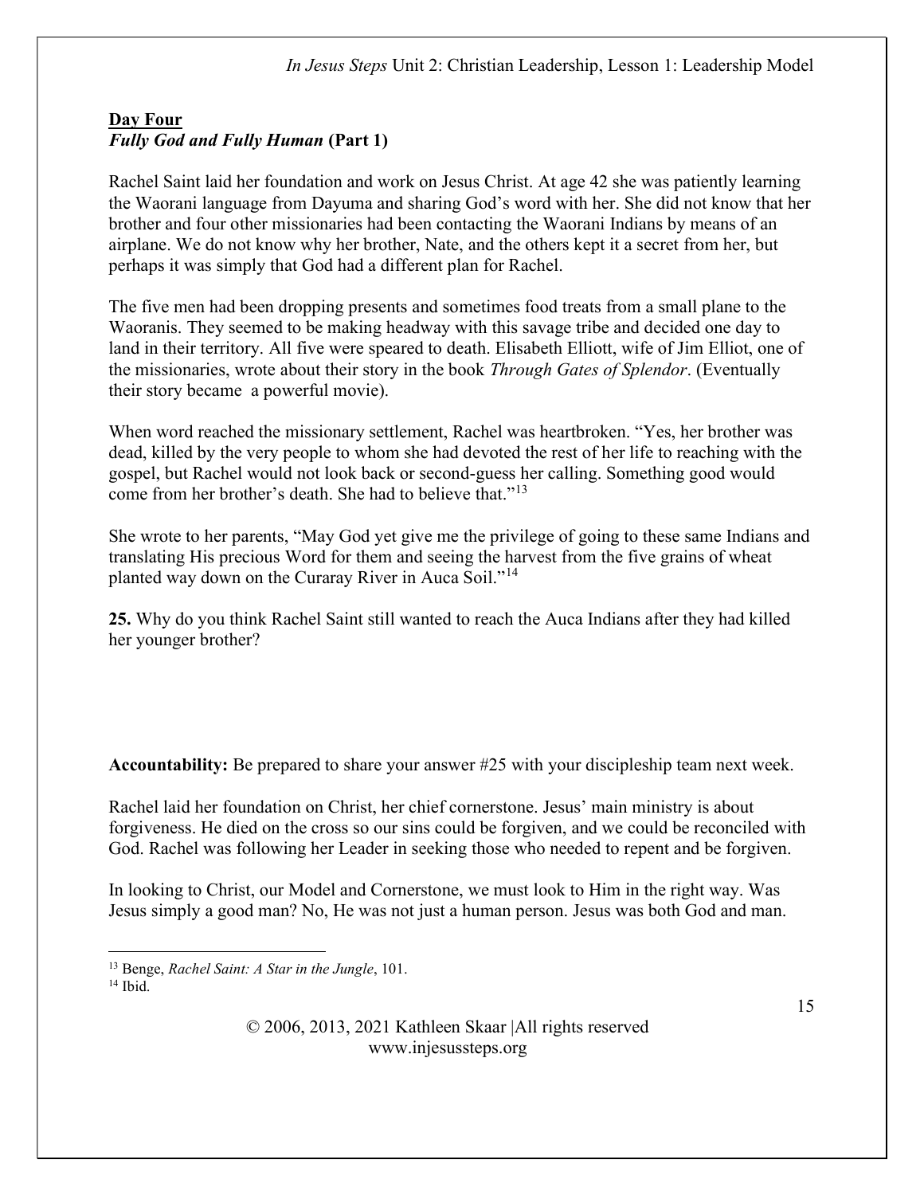## Day Four

***Fully God and Fully Human* (Part 1)**

Rachel Saint laid her foundation and work on Jesus Christ. At age 42 she was patiently learning the Waorani language from Dayuma and sharing God's word with her. She did not know that her brother and four other missionaries had been contacting the Waorani Indians by means of an airplane. We do not know why her brother, Nate, and the others kept it a secret from her, but perhaps it was simply that God had a different plan for Rachel.

The five men had been dropping presents and sometimes food treats from a small plane to the Waoranis. They seemed to be making headway with this savage tribe and decided one day to land in their territory. All five were speared to death. Elisabeth Elliott, wife of Jim Elliot, one of the missionaries, wrote about their story in the book *Through Gates of Splendor*. (Eventually their story became a powerful movie).

When word reached the missionary settlement, Rachel was heartbroken. "Yes, her brother was dead, killed by the very people to whom she had devoted the rest of her life to reaching with the gospel, but Rachel would not look back or second-guess her calling. Something good would come from her brother's death. She had to believe that."[13]

She wrote to her parents, "May God yet give me the privilege of going to these same Indians and translating His precious Word for them and seeing the harvest from the five grains of wheat planted way down on the Curaray River in Auca Soil."[14]

**25.** Why do you think Rachel Saint still wanted to reach the Auca Indians after they had killed her younger brother?

**Accountability:** Be prepared to share your answer #25 with your discipleship team next week.

Rachel laid her foundation on Christ, her chief cornerstone. Jesus' main ministry is about forgiveness. He died on the cross so our sins could be forgiven, and we could be reconciled with God. Rachel was following her Leader in seeking those who needed to repent and be forgiven.

In looking to Christ, our Model and Cornerstone, we must look to Him in the right way. Was Jesus simply a good man? No, He was not just a human person. Jesus was both God and man.

---

[13] Benge, *Rachel Saint: A Star in the Jungle*, 101.

[14] Ibid.

© 2006, 2013, 2021 Kathleen Skaar |All rights reserved
www.injesussteps.org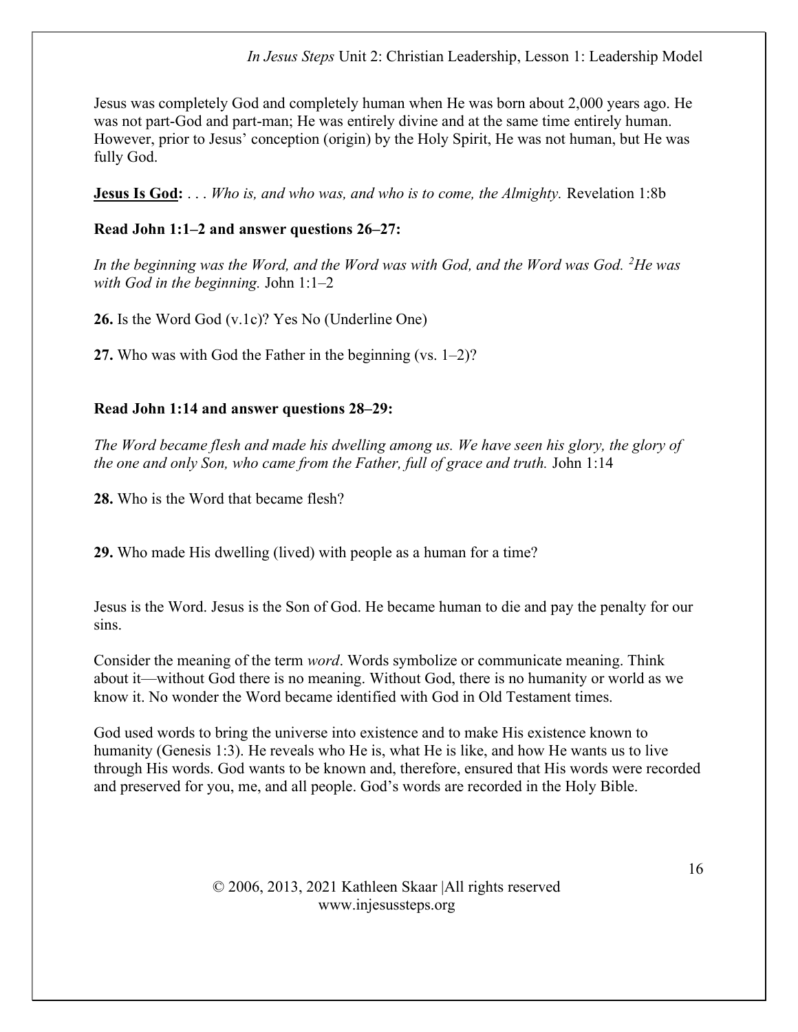Jesus was completely God and completely human when He was born about 2,000 years ago. He was not part-God and part-man; He was entirely divine and at the same time entirely human. However, prior to Jesus' conception (origin) by the Holy Spirit, He was not human, but He was fully God.

**Jesus Is God:** . . . *Who is, and who was, and who is to come, the Almighty.* Revelation 1:8b

**Read John 1:1–2 and answer questions 26–27:**

*In the beginning was the Word, and the Word was with God, and the Word was God. [2]He was with God in the beginning.* John 1:1–2

**26.** Is the Word God (v.1c)? Yes No (Underline One)

**27.** Who was with God the Father in the beginning (vs. 1–2)?

**Read John 1:14 and answer questions 28–29:**

*The Word became flesh and made his dwelling among us. We have seen his glory, the glory of the one and only Son, who came from the Father, full of grace and truth.* John 1:14

**28.** Who is the Word that became flesh?

**29.** Who made His dwelling (lived) with people as a human for a time?

Jesus is the Word. Jesus is the Son of God. He became human to die and pay the penalty for our sins.

Consider the meaning of the term *word*. Words symbolize or communicate meaning. Think about it—without God there is no meaning. Without God, there is no humanity or world as we know it. No wonder the Word became identified with God in Old Testament times.

God used words to bring the universe into existence and to make His existence known to humanity (Genesis 1:3). He reveals who He is, what He is like, and how He wants us to live through His words. God wants to be known and, therefore, ensured that His words were recorded and preserved for you, me, and all people. God's words are recorded in the Holy Bible.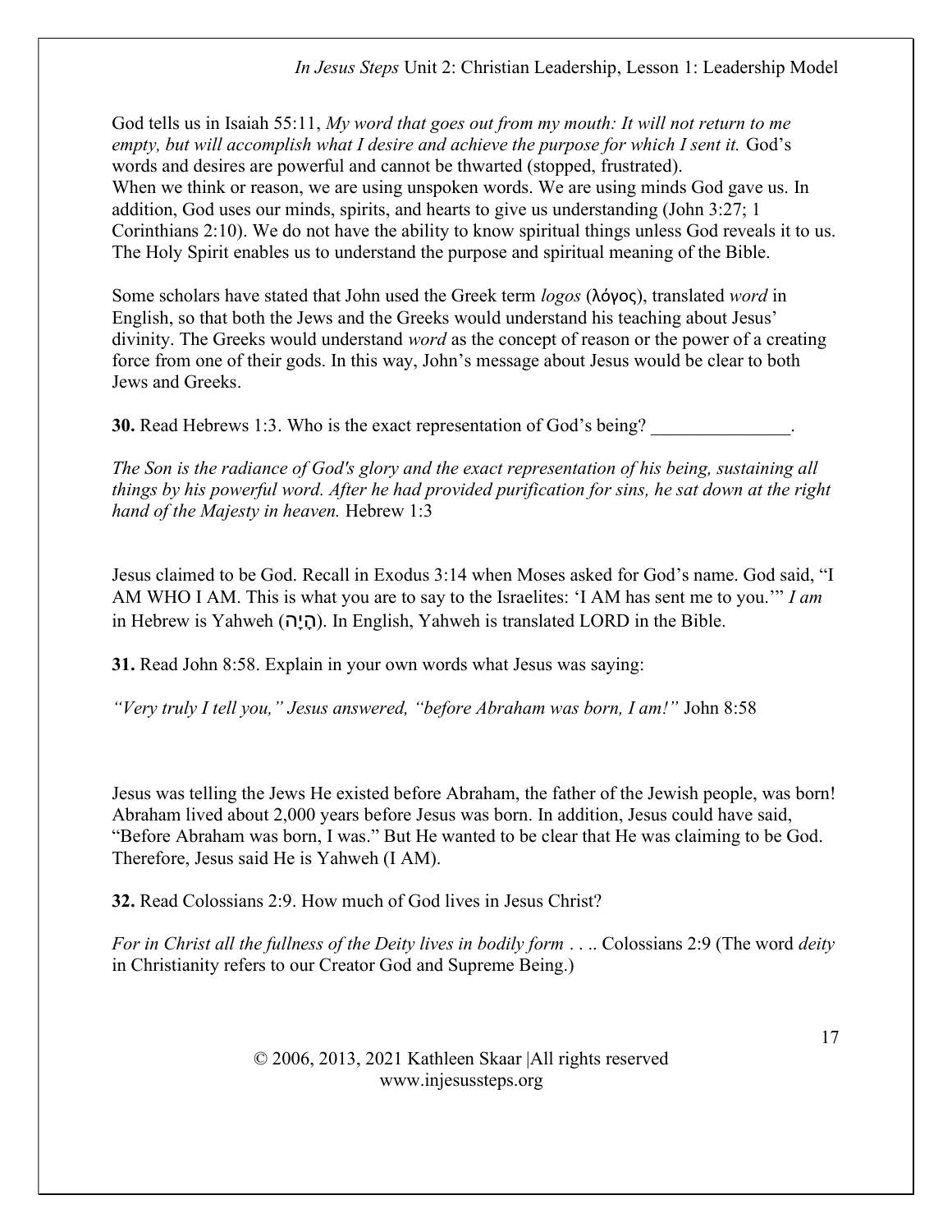God tells us in Isaiah 55:11, *My word that goes out from my mouth: It will not return to me empty, but will accomplish what I desire and achieve the purpose for which I sent it.* God's words and desires are powerful and cannot be thwarted (stopped, frustrated).
When we think or reason, we are using unspoken words. We are using minds God gave us. In addition, God uses our minds, spirits, and hearts to give us understanding (John 3:27; 1 Corinthians 2:10). We do not have the ability to know spiritual things unless God reveals it to us. The Holy Spirit enables us to understand the purpose and spiritual meaning of the Bible.

Some scholars have stated that John used the Greek term *logos* (λόγος), translated *word* in English, so that both the Jews and the Greeks would understand his teaching about Jesus' divinity. The Greeks would understand *word* as the concept of reason or the power of a creating force from one of their gods. In this way, John's message about Jesus would be clear to both Jews and Greeks.

**30.** Read Hebrews 1:3. Who is the exact representation of God's being? _______________.

*The Son is the radiance of God's glory and the exact representation of his being, sustaining all things by his powerful word. After he had provided purification for sins, he sat down at the right hand of the Majesty in heaven.* Hebrew 1:3

Jesus claimed to be God. Recall in Exodus 3:14 when Moses asked for God's name. God said, "I AM WHO I AM. This is what you are to say to the Israelites: 'I AM has sent me to you.'" *I am* in Hebrew is Yahweh (הָיָה). In English, Yahweh is translated LORD in the Bible.

**31.** Read John 8:58. Explain in your own words what Jesus was saying:

*"Very truly I tell you," Jesus answered, "before Abraham was born, I am!"* John 8:58

Jesus was telling the Jews He existed before Abraham, the father of the Jewish people, was born! Abraham lived about 2,000 years before Jesus was born. In addition, Jesus could have said, "Before Abraham was born, I was." But He wanted to be clear that He was claiming to be God. Therefore, Jesus said He is Yahweh (I AM).

**32.** Read Colossians 2:9. How much of God lives in Jesus Christ?

*For in Christ all the fullness of the Deity lives in bodily form . . ..* Colossians 2:9 (The word *deity* in Christianity refers to our Creator God and Supreme Being.)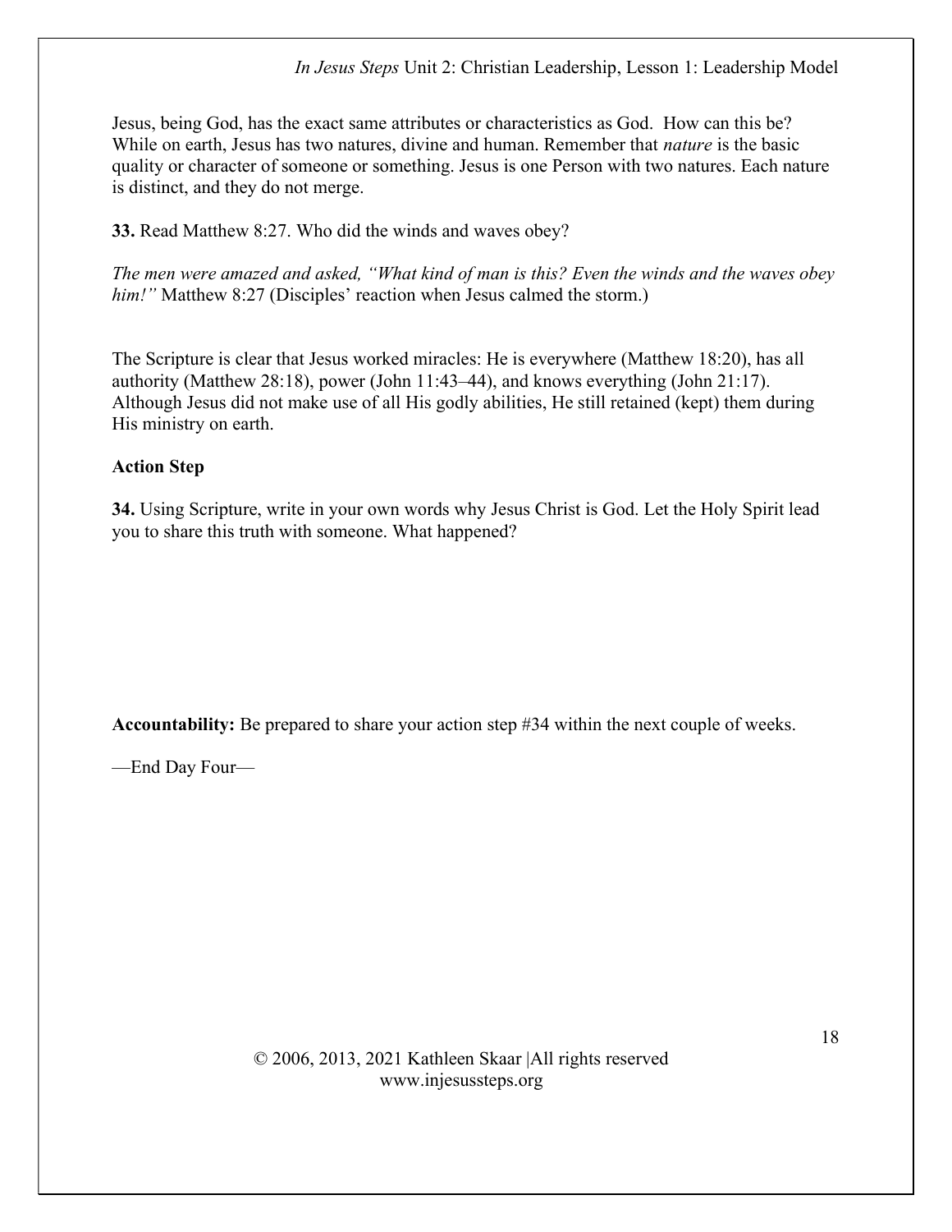Jesus, being God, has the exact same attributes or characteristics as God. How can this be? While on earth, Jesus has two natures, divine and human. Remember that *nature* is the basic quality or character of someone or something. Jesus is one Person with two natures. Each nature is distinct, and they do not merge.

**33.** Read Matthew 8:27. Who did the winds and waves obey?

*The men were amazed and asked, "What kind of man is this? Even the winds and the waves obey him!"* Matthew 8:27 (Disciples' reaction when Jesus calmed the storm.)

The Scripture is clear that Jesus worked miracles: He is everywhere (Matthew 18:20), has all authority (Matthew 28:18), power (John 11:43–44), and knows everything (John 21:17). Although Jesus did not make use of all His godly abilities, He still retained (kept) them during His ministry on earth.

**Action Step**

**34.** Using Scripture, write in your own words why Jesus Christ is God. Let the Holy Spirit lead you to share this truth with someone. What happened?

**Accountability:** Be prepared to share your action step #34 within the next couple of weeks.

—End Day Four—

© 2006, 2013, 2021 Kathleen Skaar |All rights reserved
www.injesussteps.org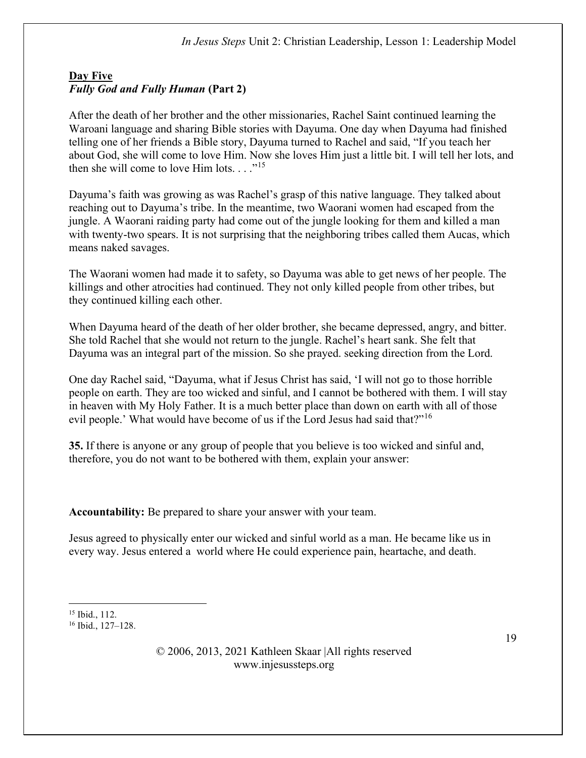**Day Five**
***Fully God and Fully Human* (Part 2)**

After the death of her brother and the other missionaries, Rachel Saint continued learning the Waroani language and sharing Bible stories with Dayuma. One day when Dayuma had finished telling one of her friends a Bible story, Dayuma turned to Rachel and said, "If you teach her about God, she will come to love Him. Now she loves Him just a little bit. I will tell her lots, and then she will come to love Him lots. . . ."[15]

Dayuma's faith was growing as was Rachel's grasp of this native language. They talked about reaching out to Dayuma's tribe. In the meantime, two Waorani women had escaped from the jungle. A Waorani raiding party had come out of the jungle looking for them and killed a man with twenty-two spears. It is not surprising that the neighboring tribes called them Aucas, which means naked savages.

The Waorani women had made it to safety, so Dayuma was able to get news of her people. The killings and other atrocities had continued. They not only killed people from other tribes, but they continued killing each other.

When Dayuma heard of the death of her older brother, she became depressed, angry, and bitter. She told Rachel that she would not return to the jungle. Rachel's heart sank. She felt that Dayuma was an integral part of the mission. So she prayed. seeking direction from the Lord.

One day Rachel said, "Dayuma, what if Jesus Christ has said, 'I will not go to those horrible people on earth. They are too wicked and sinful, and I cannot be bothered with them. I will stay in heaven with My Holy Father. It is a much better place than down on earth with all of those evil people.' What would have become of us if the Lord Jesus had said that?"[16]

**35.** If there is anyone or any group of people that you believe is too wicked and sinful and, therefore, you do not want to be bothered with them, explain your answer:

**Accountability:** Be prepared to share your answer with your team.

Jesus agreed to physically enter our wicked and sinful world as a man. He became like us in every way. Jesus entered a world where He could experience pain, heartache, and death.

---

[15] Ibid., 112.
[16] Ibid., 127–128.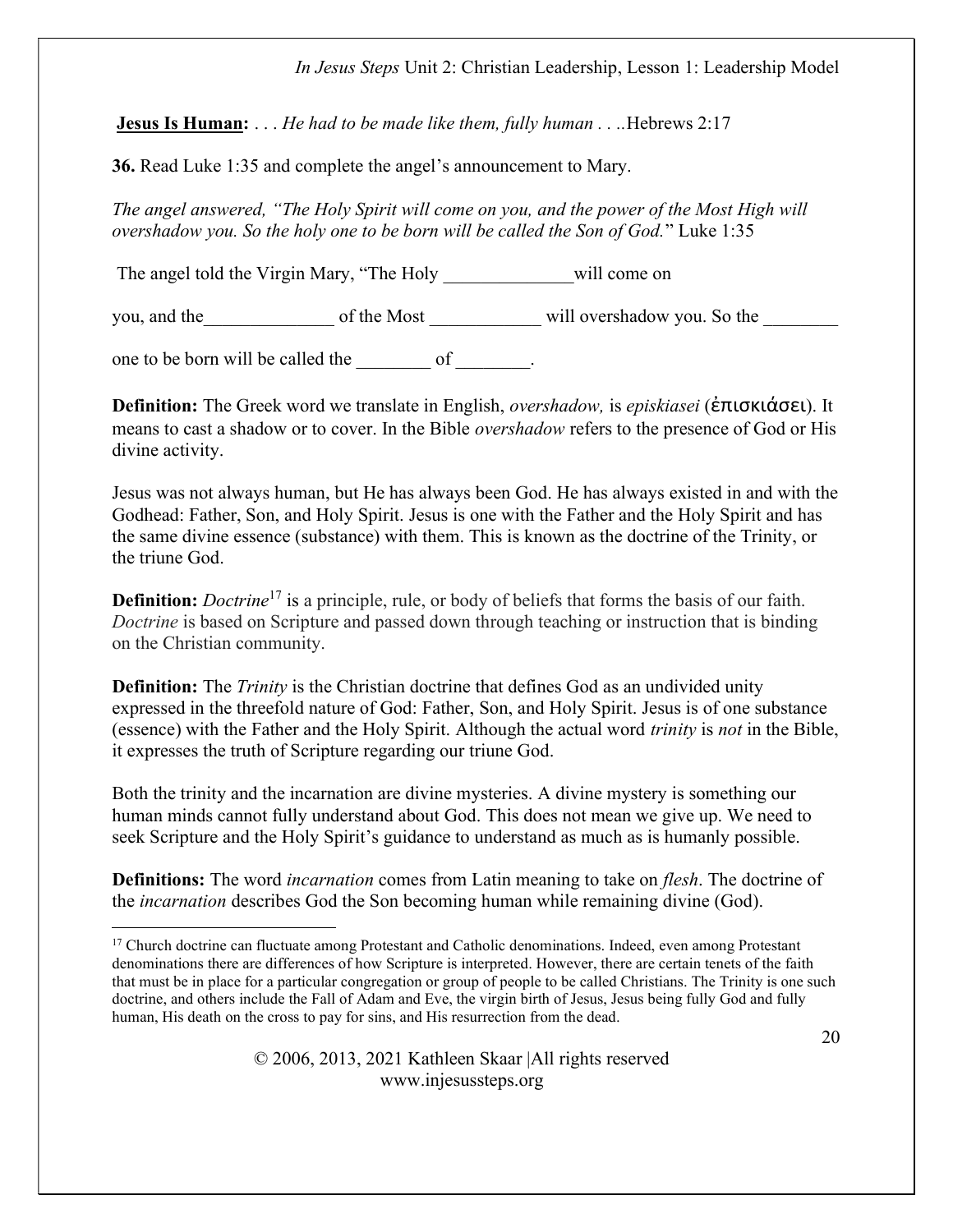**Jesus Is Human:** . . . *He had to be made like them, fully human* . . ..Hebrews 2:17

**36.** Read Luke 1:35 and complete the angel's announcement to Mary.

*The angel answered, "The Holy Spirit will come on you, and the power of the Most High will overshadow you. So the holy one to be born will be called the Son of God.*" Luke 1:35

The angel told the Virgin Mary, "The Holy ______________will come on

you, and the______________ of the Most ____________ will overshadow you. So the ________

one to be born will be called the ________ of ________.

**Definition:** The Greek word we translate in English, *overshadow,* is *episkiasei* (ἐπισκιάσει). It means to cast a shadow or to cover. In the Bible *overshadow* refers to the presence of God or His divine activity.

Jesus was not always human, but He has always been God. He has always existed in and with the Godhead: Father, Son, and Holy Spirit. Jesus is one with the Father and the Holy Spirit and has the same divine essence (substance) with them. This is known as the doctrine of the Trinity, or the triune God.

**Definition:** *Doctrine*[17] is a principle, rule, or body of beliefs that forms the basis of our faith. *Doctrine* is based on Scripture and passed down through teaching or instruction that is binding on the Christian community.

**Definition:** The *Trinity* is the Christian doctrine that defines God as an undivided unity expressed in the threefold nature of God: Father, Son, and Holy Spirit. Jesus is of one substance (essence) with the Father and the Holy Spirit. Although the actual word *trinity* is *not* in the Bible, it expresses the truth of Scripture regarding our triune God.

Both the trinity and the incarnation are divine mysteries. A divine mystery is something our human minds cannot fully understand about God. This does not mean we give up. We need to seek Scripture and the Holy Spirit's guidance to understand as much as is humanly possible.

**Definitions:** The word *incarnation* comes from Latin meaning to take on *flesh*. The doctrine of the *incarnation* describes God the Son becoming human while remaining divine (God).

---

[17] Church doctrine can fluctuate among Protestant and Catholic denominations. Indeed, even among Protestant denominations there are differences of how Scripture is interpreted. However, there are certain tenets of the faith that must be in place for a particular congregation or group of people to be called Christians. The Trinity is one such doctrine, and others include the Fall of Adam and Eve, the virgin birth of Jesus, Jesus being fully God and fully human, His death on the cross to pay for sins, and His resurrection from the dead.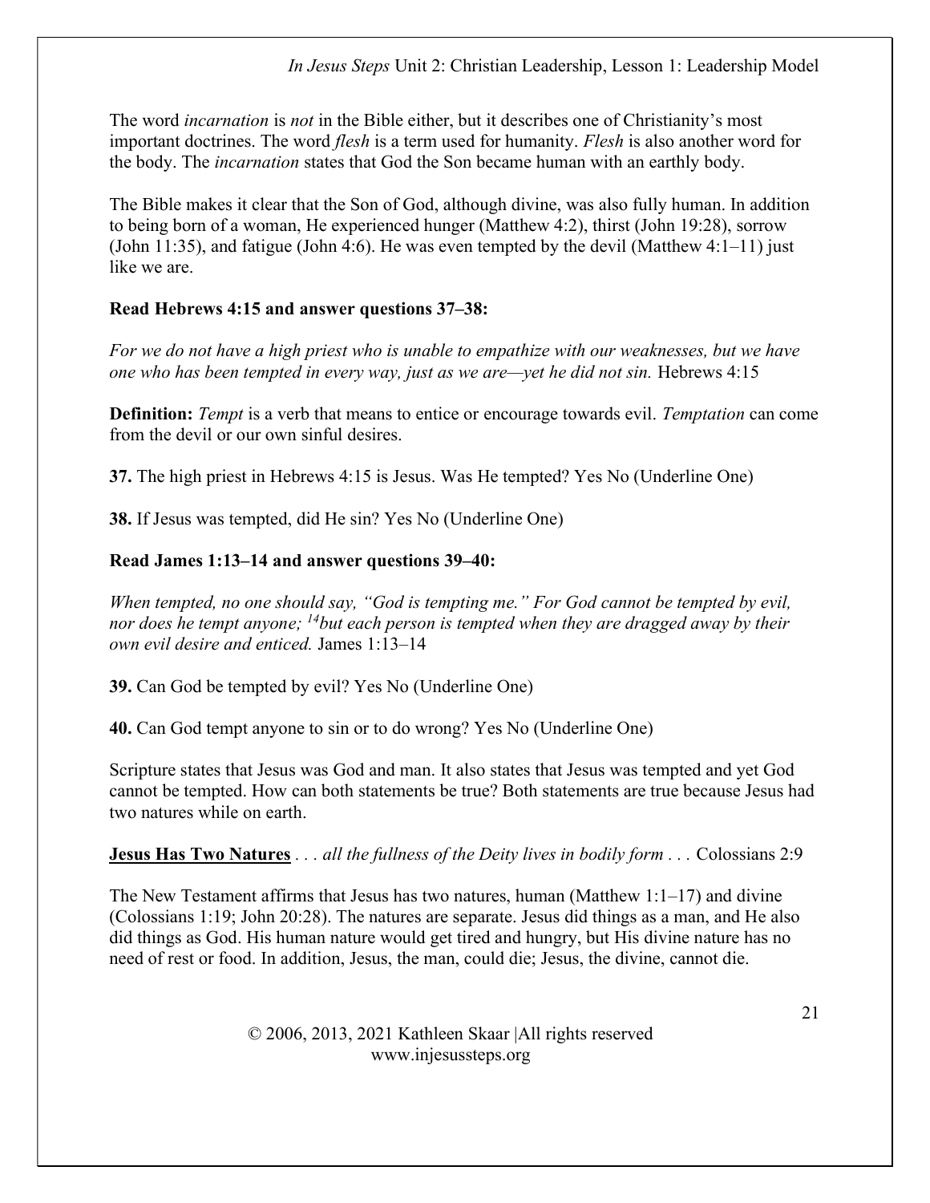The word *incarnation* is *not* in the Bible either, but it describes one of Christianity's most important doctrines. The word *flesh* is a term used for humanity. *Flesh* is also another word for the body. The *incarnation* states that God the Son became human with an earthly body.

The Bible makes it clear that the Son of God, although divine, was also fully human. In addition to being born of a woman, He experienced hunger (Matthew 4:2), thirst (John 19:28), sorrow (John 11:35), and fatigue (John 4:6). He was even tempted by the devil (Matthew 4:1–11) just like we are.

**Read Hebrews 4:15 and answer questions 37–38:**

*For we do not have a high priest who is unable to empathize with our weaknesses, but we have one who has been tempted in every way, just as we are—yet he did not sin.* Hebrews 4:15

**Definition:** *Tempt* is a verb that means to entice or encourage towards evil. *Temptation* can come from the devil or our own sinful desires.

**37.** The high priest in Hebrews 4:15 is Jesus. Was He tempted? Yes No (Underline One)

**38.** If Jesus was tempted, did He sin? Yes No (Underline One)

**Read James 1:13–14 and answer questions 39–40:**

*When tempted, no one should say, "God is tempting me." For God cannot be tempted by evil, nor does he tempt anyone; [14]but each person is tempted when they are dragged away by their own evil desire and enticed.* James 1:13–14

**39.** Can God be tempted by evil? Yes No (Underline One)

**40.** Can God tempt anyone to sin or to do wrong? Yes No (Underline One)

Scripture states that Jesus was God and man. It also states that Jesus was tempted and yet God cannot be tempted. How can both statements be true? Both statements are true because Jesus had two natures while on earth.

**Jesus Has Two Natures** *. . . all the fullness of the Deity lives in bodily form . . .* Colossians 2:9

The New Testament affirms that Jesus has two natures, human (Matthew 1:1–17) and divine (Colossians 1:19; John 20:28). The natures are separate. Jesus did things as a man, and He also did things as God. His human nature would get tired and hungry, but His divine nature has no need of rest or food. In addition, Jesus, the man, could die; Jesus, the divine, cannot die.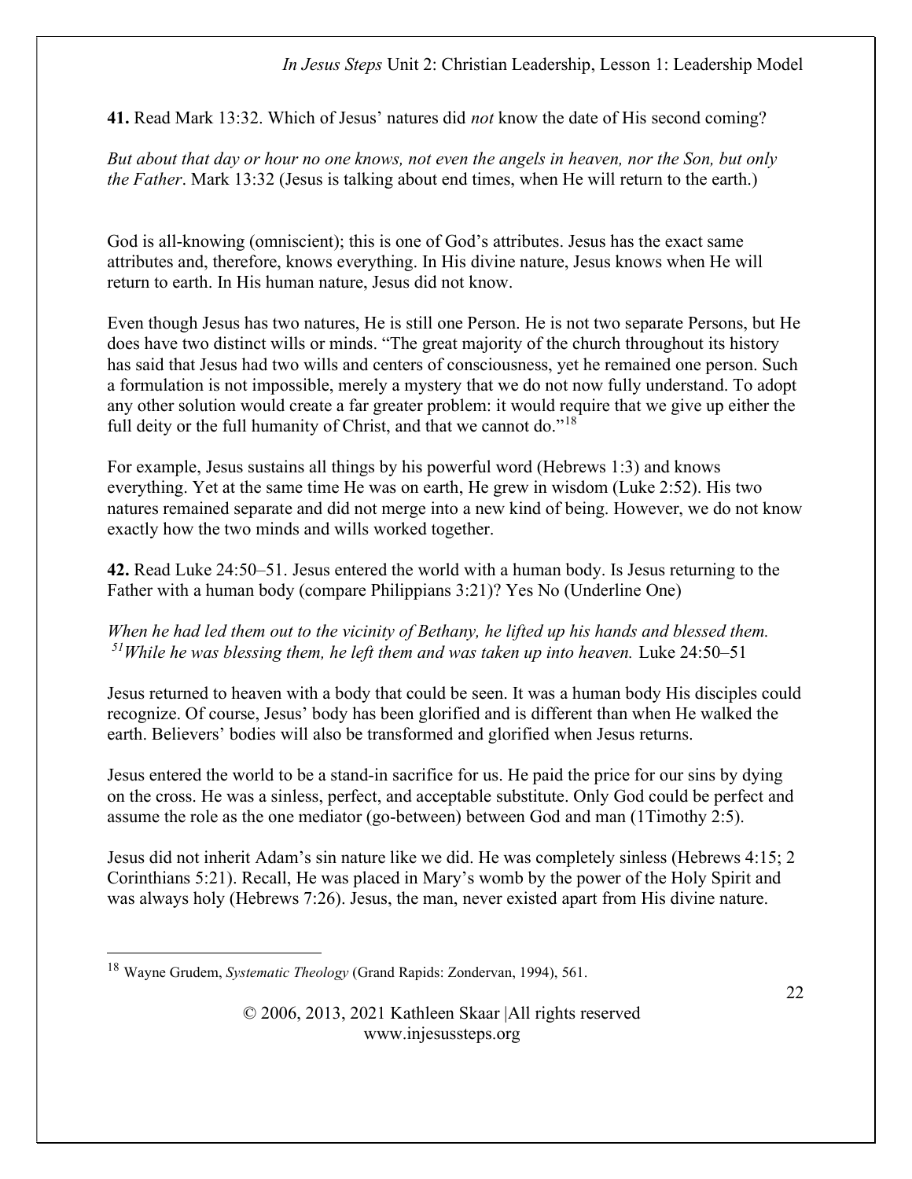**41.** Read Mark 13:32. Which of Jesus' natures did *not* know the date of His second coming?

*But about that day or hour no one knows, not even the angels in heaven, nor the Son, but only the Father*. Mark 13:32 (Jesus is talking about end times, when He will return to the earth.)

God is all-knowing (omniscient); this is one of God's attributes. Jesus has the exact same attributes and, therefore, knows everything. In His divine nature, Jesus knows when He will return to earth. In His human nature, Jesus did not know.

Even though Jesus has two natures, He is still one Person. He is not two separate Persons, but He does have two distinct wills or minds. "The great majority of the church throughout its history has said that Jesus had two wills and centers of consciousness, yet he remained one person. Such a formulation is not impossible, merely a mystery that we do not now fully understand. To adopt any other solution would create a far greater problem: it would require that we give up either the full deity or the full humanity of Christ, and that we cannot do."[18]

For example, Jesus sustains all things by his powerful word (Hebrews 1:3) and knows everything. Yet at the same time He was on earth, He grew in wisdom (Luke 2:52). His two natures remained separate and did not merge into a new kind of being. However, we do not know exactly how the two minds and wills worked together.

**42.** Read Luke 24:50–51. Jesus entered the world with a human body. Is Jesus returning to the Father with a human body (compare Philippians 3:21)? Yes No (Underline One)

*When he had led them out to the vicinity of Bethany, he lifted up his hands and blessed them. [51]While he was blessing them, he left them and was taken up into heaven.* Luke 24:50–51

Jesus returned to heaven with a body that could be seen. It was a human body His disciples could recognize. Of course, Jesus' body has been glorified and is different than when He walked the earth. Believers' bodies will also be transformed and glorified when Jesus returns.

Jesus entered the world to be a stand-in sacrifice for us. He paid the price for our sins by dying on the cross. He was a sinless, perfect, and acceptable substitute. Only God could be perfect and assume the role as the one mediator (go-between) between God and man (1Timothy 2:5).

Jesus did not inherit Adam's sin nature like we did. He was completely sinless (Hebrews 4:15; 2 Corinthians 5:21). Recall, He was placed in Mary's womb by the power of the Holy Spirit and was always holy (Hebrews 7:26). Jesus, the man, never existed apart from His divine nature.

---

[18] Wayne Grudem, *Systematic Theology* (Grand Rapids: Zondervan, 1994), 561.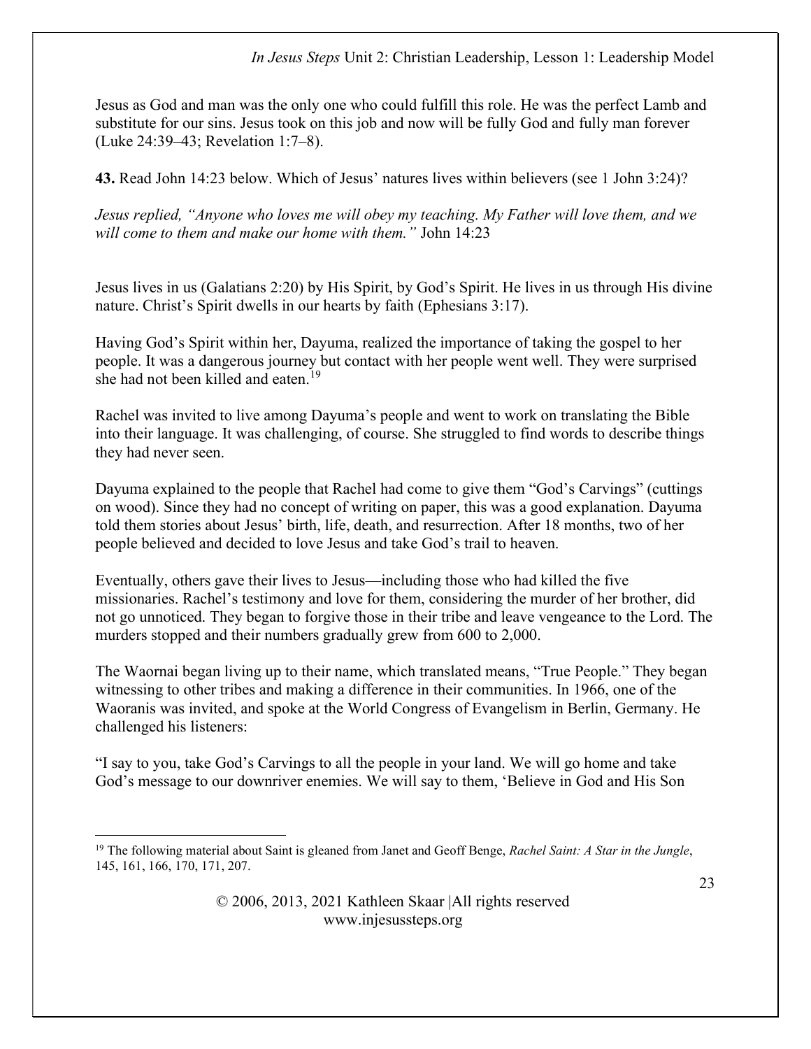Jesus as God and man was the only one who could fulfill this role. He was the perfect Lamb and substitute for our sins. Jesus took on this job and now will be fully God and fully man forever (Luke 24:39–43; Revelation 1:7–8).

**43.** Read John 14:23 below. Which of Jesus' natures lives within believers (see 1 John 3:24)?

*Jesus replied, "Anyone who loves me will obey my teaching. My Father will love them, and we will come to them and make our home with them."* John 14:23

Jesus lives in us (Galatians 2:20) by His Spirit, by God's Spirit. He lives in us through His divine nature. Christ's Spirit dwells in our hearts by faith (Ephesians 3:17).

Having God's Spirit within her, Dayuma, realized the importance of taking the gospel to her people. It was a dangerous journey but contact with her people went well. They were surprised she had not been killed and eaten.[19]

Rachel was invited to live among Dayuma's people and went to work on translating the Bible into their language. It was challenging, of course. She struggled to find words to describe things they had never seen.

Dayuma explained to the people that Rachel had come to give them "God's Carvings" (cuttings on wood). Since they had no concept of writing on paper, this was a good explanation. Dayuma told them stories about Jesus' birth, life, death, and resurrection. After 18 months, two of her people believed and decided to love Jesus and take God's trail to heaven.

Eventually, others gave their lives to Jesus—including those who had killed the five missionaries. Rachel's testimony and love for them, considering the murder of her brother, did not go unnoticed. They began to forgive those in their tribe and leave vengeance to the Lord. The murders stopped and their numbers gradually grew from 600 to 2,000.

The Waornai began living up to their name, which translated means, "True People." They began witnessing to other tribes and making a difference in their communities. In 1966, one of the Waoranis was invited, and spoke at the World Congress of Evangelism in Berlin, Germany. He challenged his listeners:

"I say to you, take God's Carvings to all the people in your land. We will go home and take God's message to our downriver enemies. We will say to them, 'Believe in God and His Son

---

[19] The following material about Saint is gleaned from Janet and Geoff Benge, *Rachel Saint: A Star in the Jungle*, 145, 161, 166, 170, 171, 207.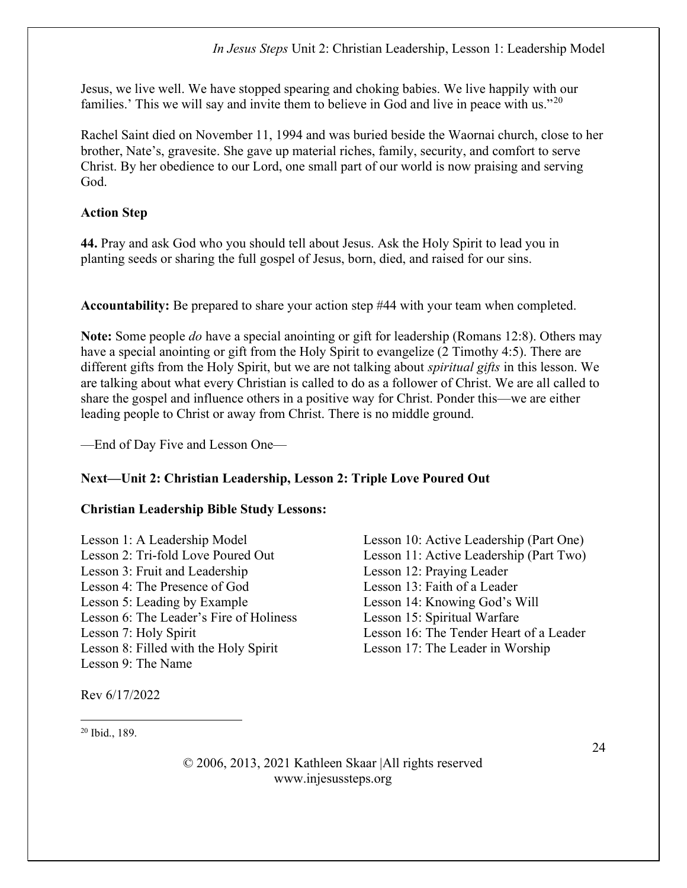Jesus, we live well. We have stopped spearing and choking babies. We live happily with our families.' This we will say and invite them to believe in God and live in peace with us."[20]

Rachel Saint died on November 11, 1994 and was buried beside the Waornai church, close to her brother, Nate's, gravesite. She gave up material riches, family, security, and comfort to serve Christ. By her obedience to our Lord, one small part of our world is now praising and serving God.

**Action Step**

**44.** Pray and ask God who you should tell about Jesus. Ask the Holy Spirit to lead you in planting seeds or sharing the full gospel of Jesus, born, died, and raised for our sins.

**Accountability:** Be prepared to share your action step #44 with your team when completed.

**Note:** Some people *do* have a special anointing or gift for leadership (Romans 12:8). Others may have a special anointing or gift from the Holy Spirit to evangelize (2 Timothy 4:5). There are different gifts from the Holy Spirit, but we are not talking about *spiritual gifts* in this lesson. We are talking about what every Christian is called to do as a follower of Christ. We are all called to share the gospel and influence others in a positive way for Christ. Ponder this—we are either leading people to Christ or away from Christ. There is no middle ground.

—End of Day Five and Lesson One—

**Next—Unit 2: Christian Leadership, Lesson 2: Triple Love Poured Out**

**Christian Leadership Bible Study Lessons:**

Lesson 1: A Leadership Model
Lesson 2: Tri-fold Love Poured Out
Lesson 3: Fruit and Leadership
Lesson 4: The Presence of God
Lesson 5: Leading by Example
Lesson 6: The Leader's Fire of Holiness
Lesson 7: Holy Spirit
Lesson 8: Filled with the Holy Spirit
Lesson 9: The Name
Lesson 10: Active Leadership (Part One)
Lesson 11: Active Leadership (Part Two)
Lesson 12: Praying Leader
Lesson 13: Faith of a Leader
Lesson 14: Knowing God's Will
Lesson 15: Spiritual Warfare
Lesson 16: The Tender Heart of a Leader
Lesson 17: The Leader in Worship

Rev 6/17/2022

[20] Ibid., 189.

© 2006, 2013, 2021 Kathleen Skaar |All rights reserved
www.injesussteps.org